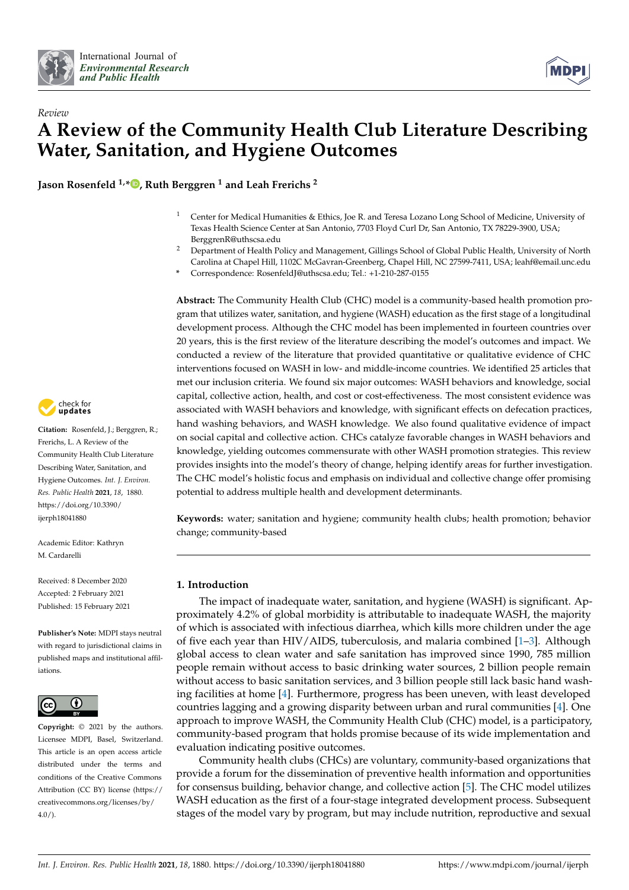*Review*

# A Review of the Community Health Club Literature Describing Water, Sanitation, and Hygiene Outcomes

**Jason Rosenfeld [1,*], Ruth Berggren [1] and Leah Frerichs [2]**

[1] Center for Medical Humanities & Ethics, Joe R. and Teresa Lozano Long School of Medicine, University of Texas Health Science Center at San Antonio, 7703 Floyd Curl Dr, San Antonio, TX 78229-3900, USA; BerggrenR@uthscsa.edu

[2] Department of Health Policy and Management, Gillings School of Global Public Health, University of North Carolina at Chapel Hill, 1102C McGavran-Greenberg, Chapel Hill, NC 27599-7411, USA; leahf@email.unc.edu

\* Correspondence: RosenfeldJ@uthscsa.edu; Tel.: +1-210-287-0155

**Abstract:** The Community Health Club (CHC) model is a community-based health promotion program that utilizes water, sanitation, and hygiene (WASH) education as the first stage of a longitudinal development process. Although the CHC model has been implemented in fourteen countries over 20 years, this is the first review of the literature describing the model's outcomes and impact. We conducted a review of the literature that provided quantitative or qualitative evidence of CHC interventions focused on WASH in low- and middle-income countries. We identified 25 articles that met our inclusion criteria. We found six major outcomes: WASH behaviors and knowledge, social capital, collective action, health, and cost or cost-effectiveness. The most consistent evidence was associated with WASH behaviors and knowledge, with significant effects on defecation practices, hand washing behaviors, and WASH knowledge. We also found qualitative evidence of impact on social capital and collective action. CHCs catalyze favorable changes in WASH behaviors and knowledge, yielding outcomes commensurate with other WASH promotion strategies. This review provides insights into the model's theory of change, helping identify areas for further investigation. The CHC model's holistic focus and emphasis on individual and collective change offer promising potential to address multiple health and development determinants.

**Keywords:** water; sanitation and hygiene; community health clubs; health promotion; behavior change; community-based

**Citation:** Rosenfeld, J.; Berggren, R.; Frerichs, L. A Review of the Community Health Club Literature Describing Water, Sanitation, and Hygiene Outcomes. *Int. J. Environ. Res. Public Health* **2021**, *18*, 1880. https://doi.org/10.3390/ijerph18041880

Academic Editor: Kathryn M. Cardarelli

Received: 8 December 2020
Accepted: 2 February 2021
Published: 15 February 2021

**Publisher's Note:** MDPI stays neutral with regard to jurisdictional claims in published maps and institutional affiliations.

**Copyright:** © 2021 by the authors. Licensee MDPI, Basel, Switzerland. This article is an open access article distributed under the terms and conditions of the Creative Commons Attribution (CC BY) license (https://creativecommons.org/licenses/by/4.0/).

## 1. Introduction

The impact of inadequate water, sanitation, and hygiene (WASH) is significant. Approximately 4.2% of global morbidity is attributable to inadequate WASH, the majority of which is associated with infectious diarrhea, which kills more children under the age of five each year than HIV/AIDS, tuberculosis, and malaria combined [1–3]. Although global access to clean water and safe sanitation has improved since 1990, 785 million people remain without access to basic drinking water sources, 2 billion people remain without access to basic sanitation services, and 3 billion people still lack basic hand washing facilities at home [4]. Furthermore, progress has been uneven, with least developed countries lagging and a growing disparity between urban and rural communities [4]. One approach to improve WASH, the Community Health Club (CHC) model, is a participatory, community-based program that holds promise because of its wide implementation and evaluation indicating positive outcomes.

Community health clubs (CHCs) are voluntary, community-based organizations that provide a forum for the dissemination of preventive health information and opportunities for consensus building, behavior change, and collective action [5]. The CHC model utilizes WASH education as the first of a four-stage integrated development process. Subsequent stages of the model vary by program, but may include nutrition, reproductive and sexual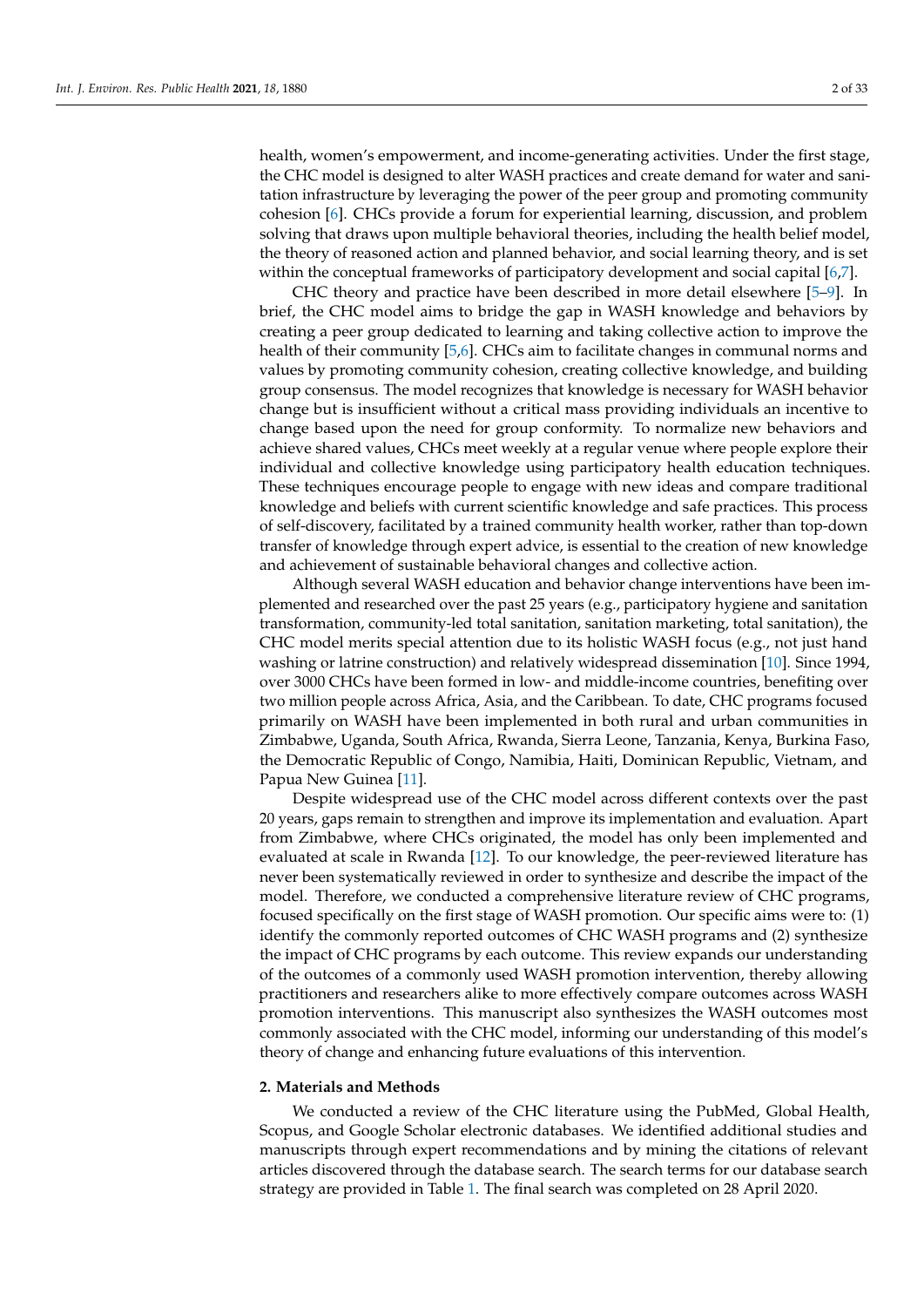health, women's empowerment, and income-generating activities. Under the first stage, the CHC model is designed to alter WASH practices and create demand for water and sanitation infrastructure by leveraging the power of the peer group and promoting community cohesion [6]. CHCs provide a forum for experiential learning, discussion, and problem solving that draws upon multiple behavioral theories, including the health belief model, the theory of reasoned action and planned behavior, and social learning theory, and is set within the conceptual frameworks of participatory development and social capital [6,7].

CHC theory and practice have been described in more detail elsewhere [5–9]. In brief, the CHC model aims to bridge the gap in WASH knowledge and behaviors by creating a peer group dedicated to learning and taking collective action to improve the health of their community [5,6]. CHCs aim to facilitate changes in communal norms and values by promoting community cohesion, creating collective knowledge, and building group consensus. The model recognizes that knowledge is necessary for WASH behavior change but is insufficient without a critical mass providing individuals an incentive to change based upon the need for group conformity. To normalize new behaviors and achieve shared values, CHCs meet weekly at a regular venue where people explore their individual and collective knowledge using participatory health education techniques. These techniques encourage people to engage with new ideas and compare traditional knowledge and beliefs with current scientific knowledge and safe practices. This process of self-discovery, facilitated by a trained community health worker, rather than top-down transfer of knowledge through expert advice, is essential to the creation of new knowledge and achievement of sustainable behavioral changes and collective action.

Although several WASH education and behavior change interventions have been implemented and researched over the past 25 years (e.g., participatory hygiene and sanitation transformation, community-led total sanitation, sanitation marketing, total sanitation), the CHC model merits special attention due to its holistic WASH focus (e.g., not just hand washing or latrine construction) and relatively widespread dissemination [10]. Since 1994, over 3000 CHCs have been formed in low- and middle-income countries, benefiting over two million people across Africa, Asia, and the Caribbean. To date, CHC programs focused primarily on WASH have been implemented in both rural and urban communities in Zimbabwe, Uganda, South Africa, Rwanda, Sierra Leone, Tanzania, Kenya, Burkina Faso, the Democratic Republic of Congo, Namibia, Haiti, Dominican Republic, Vietnam, and Papua New Guinea [11].

Despite widespread use of the CHC model across different contexts over the past 20 years, gaps remain to strengthen and improve its implementation and evaluation. Apart from Zimbabwe, where CHCs originated, the model has only been implemented and evaluated at scale in Rwanda [12]. To our knowledge, the peer-reviewed literature has never been systematically reviewed in order to synthesize and describe the impact of the model. Therefore, we conducted a comprehensive literature review of CHC programs, focused specifically on the first stage of WASH promotion. Our specific aims were to: (1) identify the commonly reported outcomes of CHC WASH programs and (2) synthesize the impact of CHC programs by each outcome. This review expands our understanding of the outcomes of a commonly used WASH promotion intervention, thereby allowing practitioners and researchers alike to more effectively compare outcomes across WASH promotion interventions. This manuscript also synthesizes the WASH outcomes most commonly associated with the CHC model, informing our understanding of this model's theory of change and enhancing future evaluations of this intervention.

## 2. Materials and Methods

We conducted a review of the CHC literature using the PubMed, Global Health, Scopus, and Google Scholar electronic databases. We identified additional studies and manuscripts through expert recommendations and by mining the citations of relevant articles discovered through the database search. The search terms for our database search strategy are provided in Table 1. The final search was completed on 28 April 2020.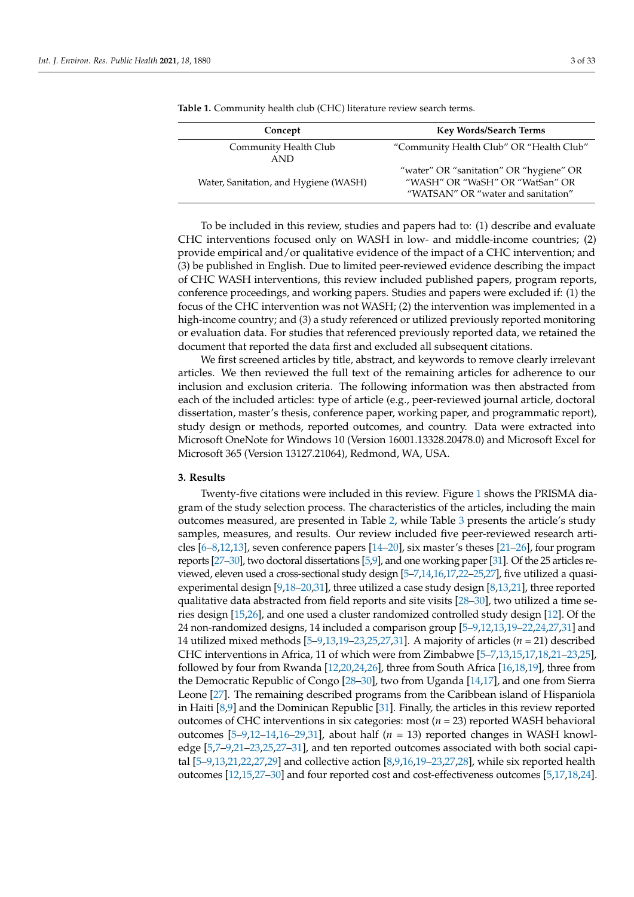**Table 1.** Community health club (CHC) literature review search terms.

| Concept | Key Words/Search Terms |
| --- | --- |
| Community Health Club<br>AND | "Community Health Club" OR "Health Club" |
| Water, Sanitation, and Hygiene (WASH) | "water" OR "sanitation" OR "hygiene" OR "WASH" OR "WaSH" OR "WatSan" OR "WATSAN" OR "water and sanitation" |

To be included in this review, studies and papers had to: (1) describe and evaluate CHC interventions focused only on WASH in low- and middle-income countries; (2) provide empirical and/or qualitative evidence of the impact of a CHC intervention; and (3) be published in English. Due to limited peer-reviewed evidence describing the impact of CHC WASH interventions, this review included published papers, program reports, conference proceedings, and working papers. Studies and papers were excluded if: (1) the focus of the CHC intervention was not WASH; (2) the intervention was implemented in a high-income country; and (3) a study referenced or utilized previously reported monitoring or evaluation data. For studies that referenced previously reported data, we retained the document that reported the data first and excluded all subsequent citations.

We first screened articles by title, abstract, and keywords to remove clearly irrelevant articles. We then reviewed the full text of the remaining articles for adherence to our inclusion and exclusion criteria. The following information was then abstracted from each of the included articles: type of article (e.g., peer-reviewed journal article, doctoral dissertation, master's thesis, conference paper, working paper, and programmatic report), study design or methods, reported outcomes, and country. Data were extracted into Microsoft OneNote for Windows 10 (Version 16001.13328.20478.0) and Microsoft Excel for Microsoft 365 (Version 13127.21064), Redmond, WA, USA.

## 3. Results

Twenty-five citations were included in this review. Figure 1 shows the PRISMA diagram of the study selection process. The characteristics of the articles, including the main outcomes measured, are presented in Table 2, while Table 3 presents the article's study samples, measures, and results. Our review included five peer-reviewed research articles [6–8,12,13], seven conference papers [14–20], six master's theses [21–26], four program reports [27–30], two doctoral dissertations [5,9], and one working paper [31]. Of the 25 articles reviewed, eleven used a cross-sectional study design [5–7,14,16,17,22–25,27], five utilized a quasi-experimental design [9,18–20,31], three utilized a case study design [8,13,21], three reported qualitative data abstracted from field reports and site visits [28–30], two utilized a time series design [15,26], and one used a cluster randomized controlled study design [12]. Of the 24 non-randomized designs, 14 included a comparison group [5–9,12,13,19–22,24,27,31] and 14 utilized mixed methods [5–9,13,19–23,25,27,31]. A majority of articles (*n* = 21) described CHC interventions in Africa, 11 of which were from Zimbabwe [5–7,13,15,17,18,21–23,25], followed by four from Rwanda [12,20,24,26], three from South Africa [16,18,19], three from the Democratic Republic of Congo [28–30], two from Uganda [14,17], and one from Sierra Leone [27]. The remaining described programs from the Caribbean island of Hispaniola in Haiti [8,9] and the Dominican Republic [31]. Finally, the articles in this review reported outcomes of CHC interventions in six categories: most (*n* = 23) reported WASH behavioral outcomes [5–9,12–14,16–29,31], about half (*n* = 13) reported changes in WASH knowledge [5,7–9,21–23,25,27–31], and ten reported outcomes associated with both social capital [5–9,13,21,22,27,29] and collective action [8,9,16,19–23,27,28], while six reported health outcomes [12,15,27–30] and four reported cost and cost-effectiveness outcomes [5,17,18,24].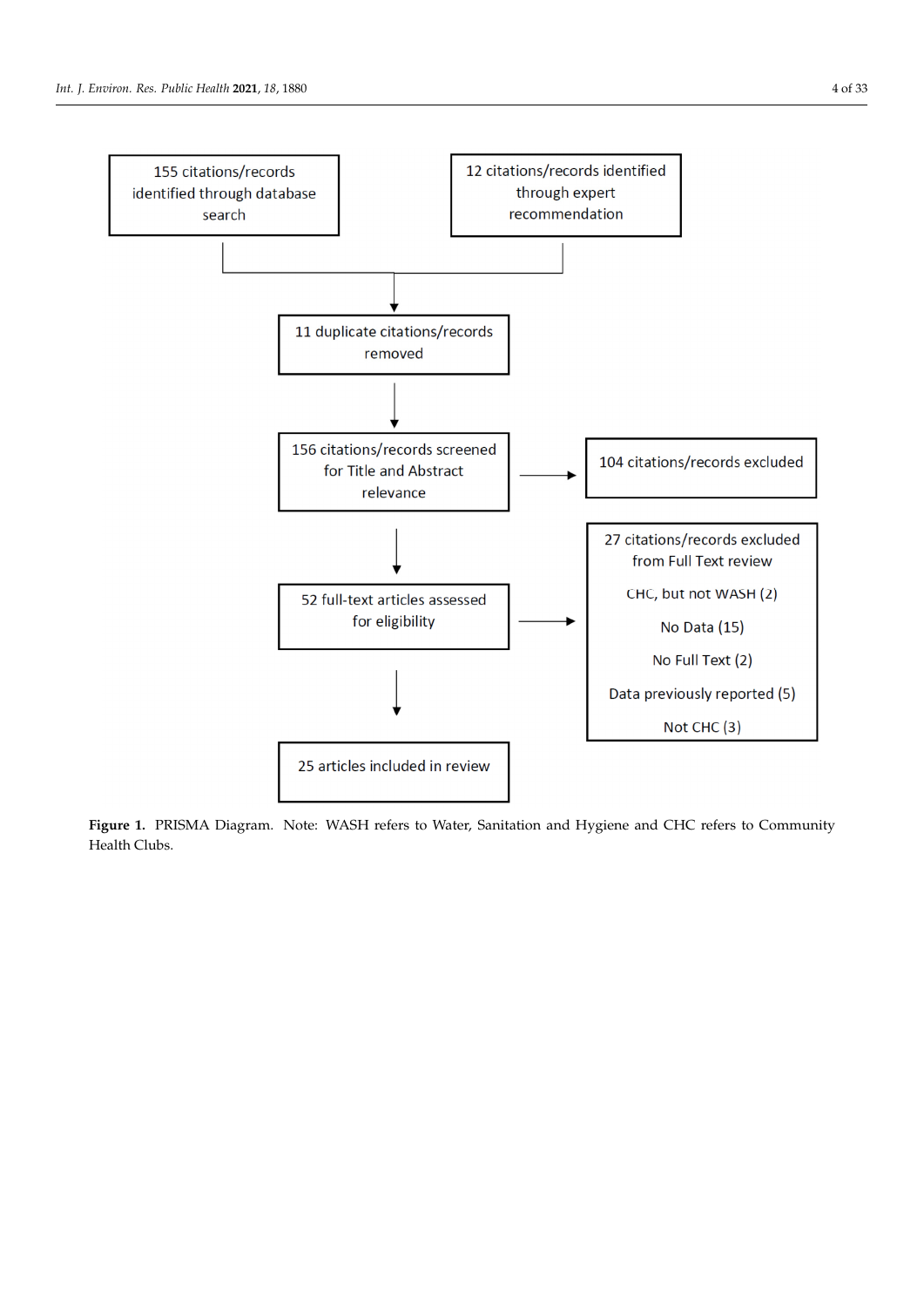155 citations/records identified through database search

12 citations/records identified through expert recommendation

11 duplicate citations/records removed

156 citations/records screened for Title and Abstract relevance

104 citations/records excluded

52 full-text articles assessed for eligibility

27 citations/records excluded from Full Text review

CHC, but not WASH (2)

No Data (15)

No Full Text (2)

Data previously reported (5)

Not CHC (3)

25 articles included in review

**Figure 1.** PRISMA Diagram. Note: WASH refers to Water, Sanitation and Hygiene and CHC refers to Community Health Clubs.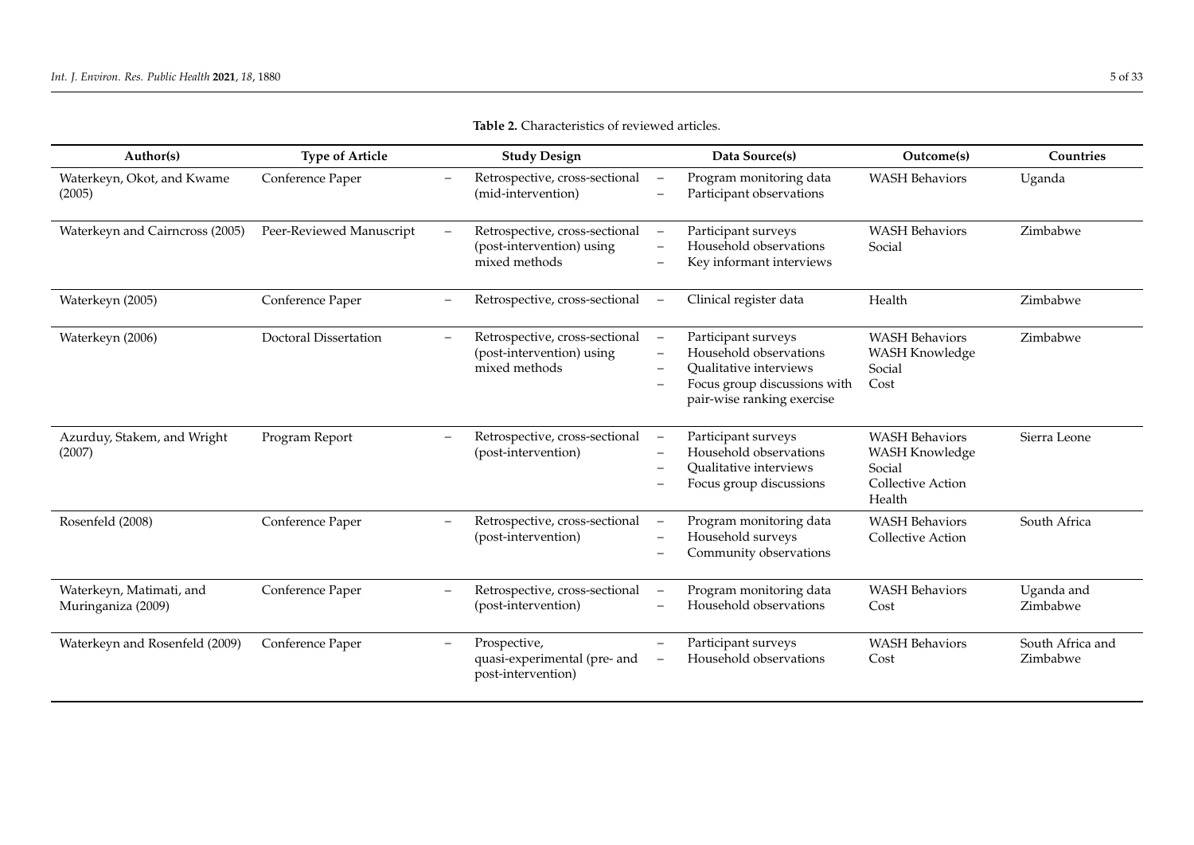**Table 2.** Characteristics of reviewed articles.

| Author(s) | Type of Article | Study Design | Data Source(s) | Outcome(s) | Countries |
|---|---|---|---|---|---|
| Waterkeyn, Okot, and Kwame (2005) | Conference Paper | – Retrospective, cross-sectional (mid-intervention) | – Program monitoring data<br>– Participant observations | WASH Behaviors | Uganda |
| Waterkeyn and Cairncross (2005) | Peer-Reviewed Manuscript | – Retrospective, cross-sectional (post-intervention) using mixed methods | – Participant surveys<br>– Household observations<br>– Key informant interviews | WASH Behaviors<br>Social | Zimbabwe |
| Waterkeyn (2005) | Conference Paper | – Retrospective, cross-sectional | – Clinical register data | Health | Zimbabwe |
| Waterkeyn (2006) | Doctoral Dissertation | – Retrospective, cross-sectional (post-intervention) using mixed methods | – Participant surveys<br>– Household observations<br>– Qualitative interviews<br>– Focus group discussions with pair-wise ranking exercise | WASH Behaviors<br>WASH Knowledge<br>Social<br>Cost | Zimbabwe |
| Azurduy, Stakem, and Wright (2007) | Program Report | – Retrospective, cross-sectional (post-intervention) | – Participant surveys<br>– Household observations<br>– Qualitative interviews<br>– Focus group discussions | WASH Behaviors<br>WASH Knowledge<br>Social<br>Collective Action<br>Health | Sierra Leone |
| Rosenfeld (2008) | Conference Paper | – Retrospective, cross-sectional (post-intervention) | – Program monitoring data<br>– Household surveys<br>– Community observations | WASH Behaviors<br>Collective Action | South Africa |
| Waterkeyn, Matimati, and Muringaniza (2009) | Conference Paper | – Retrospective, cross-sectional (post-intervention) | – Program monitoring data<br>– Household observations | WASH Behaviors<br>Cost | Uganda and Zimbabwe |
| Waterkeyn and Rosenfeld (2009) | Conference Paper | – Prospective, quasi-experimental (pre- and post-intervention) | – Participant surveys<br>– Household observations | WASH Behaviors<br>Cost | South Africa and Zimbabwe |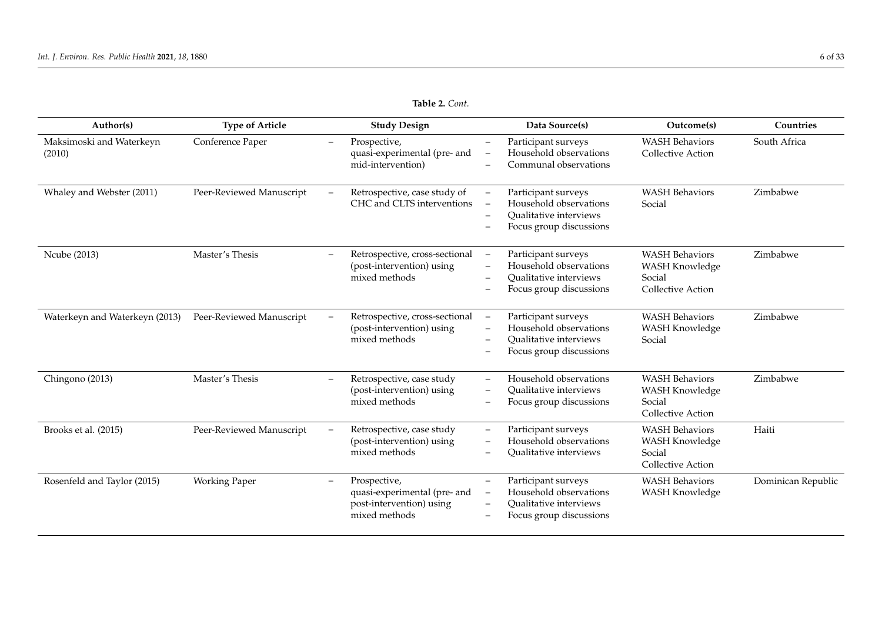**Table 2.** *Cont.*

| Author(s) | Type of Article | Study Design | Data Source(s) | Outcome(s) | Countries |
|---|---|---|---|---|---|
| Maksimoski and Waterkeyn (2010) | Conference Paper | – Prospective, quasi-experimental (pre- and mid-intervention) | – Participant surveys<br>– Household observations<br>– Communal observations | WASH Behaviors<br>Collective Action | South Africa |
| Whaley and Webster (2011) | Peer-Reviewed Manuscript | – Retrospective, case study of CHC and CLTS interventions | – Participant surveys<br>– Household observations<br>– Qualitative interviews<br>– Focus group discussions | WASH Behaviors<br>Social | Zimbabwe |
| Ncube (2013) | Master's Thesis | – Retrospective, cross-sectional (post-intervention) using mixed methods | – Participant surveys<br>– Household observations<br>– Qualitative interviews<br>– Focus group discussions | WASH Behaviors<br>WASH Knowledge<br>Social<br>Collective Action | Zimbabwe |
| Waterkeyn and Waterkeyn (2013) | Peer-Reviewed Manuscript | – Retrospective, cross-sectional (post-intervention) using mixed methods | – Participant surveys<br>– Household observations<br>– Qualitative interviews<br>– Focus group discussions | WASH Behaviors<br>WASH Knowledge<br>Social | Zimbabwe |
| Chingono (2013) | Master's Thesis | – Retrospective, case study (post-intervention) using mixed methods | – Household observations<br>– Qualitative interviews<br>– Focus group discussions | WASH Behaviors<br>WASH Knowledge<br>Social<br>Collective Action | Zimbabwe |
| Brooks et al. (2015) | Peer-Reviewed Manuscript | – Retrospective, case study (post-intervention) using mixed methods | – Participant surveys<br>– Household observations<br>– Qualitative interviews | WASH Behaviors<br>WASH Knowledge<br>Social<br>Collective Action | Haiti |
| Rosenfeld and Taylor (2015) | Working Paper | – Prospective, quasi-experimental (pre- and post-intervention) using mixed methods | – Participant surveys<br>– Household observations<br>– Qualitative interviews<br>– Focus group discussions | WASH Behaviors<br>WASH Knowledge | Dominican Republic |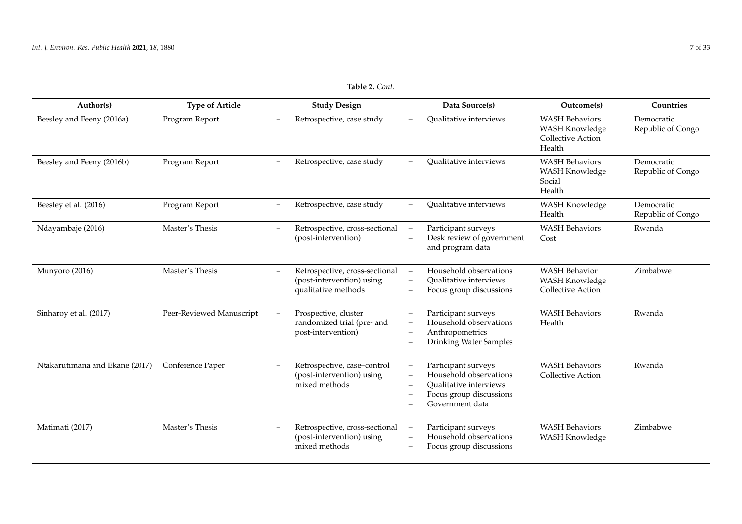**Table 2.** *Cont.*

| Author(s) | Type of Article | Study Design | Data Source(s) | Outcome(s) | Countries |
| --- | --- | --- | --- | --- | --- |
| Beesley and Feeny (2016a) | Program Report | – Retrospective, case study | – Qualitative interviews | WASH Behaviors<br>WASH Knowledge<br>Collective Action<br>Health | Democratic Republic of Congo |
| Beesley and Feeny (2016b) | Program Report | – Retrospective, case study | – Qualitative interviews | WASH Behaviors<br>WASH Knowledge<br>Social<br>Health | Democratic Republic of Congo |
| Beesley et al. (2016) | Program Report | – Retrospective, case study | – Qualitative interviews | WASH Knowledge<br>Health | Democratic Republic of Congo |
| Ndayambaje (2016) | Master's Thesis | – Retrospective, cross-sectional (post-intervention) | – Participant surveys<br>– Desk review of government and program data | WASH Behaviors<br>Cost | Rwanda |
| Munyoro (2016) | Master's Thesis | – Retrospective, cross-sectional (post-intervention) using qualitative methods | – Household observations<br>– Qualitative interviews<br>– Focus group discussions | WASH Behavior<br>WASH Knowledge<br>Collective Action | Zimbabwe |
| Sinharoy et al. (2017) | Peer-Reviewed Manuscript | – Prospective, cluster randomized trial (pre- and post-intervention) | – Participant surveys<br>– Household observations<br>– Anthropometrics<br>– Drinking Water Samples | WASH Behaviors<br>Health | Rwanda |
| Ntakarutimana and Ekane (2017) | Conference Paper | – Retrospective, case–control (post-intervention) using mixed methods | – Participant surveys<br>– Household observations<br>– Qualitative interviews<br>– Focus group discussions<br>– Government data | WASH Behaviors<br>Collective Action | Rwanda |
| Matimati (2017) | Master's Thesis | – Retrospective, cross-sectional (post-intervention) using mixed methods | – Participant surveys<br>– Household observations<br>– Focus group discussions | WASH Behaviors<br>WASH Knowledge | Zimbabwe |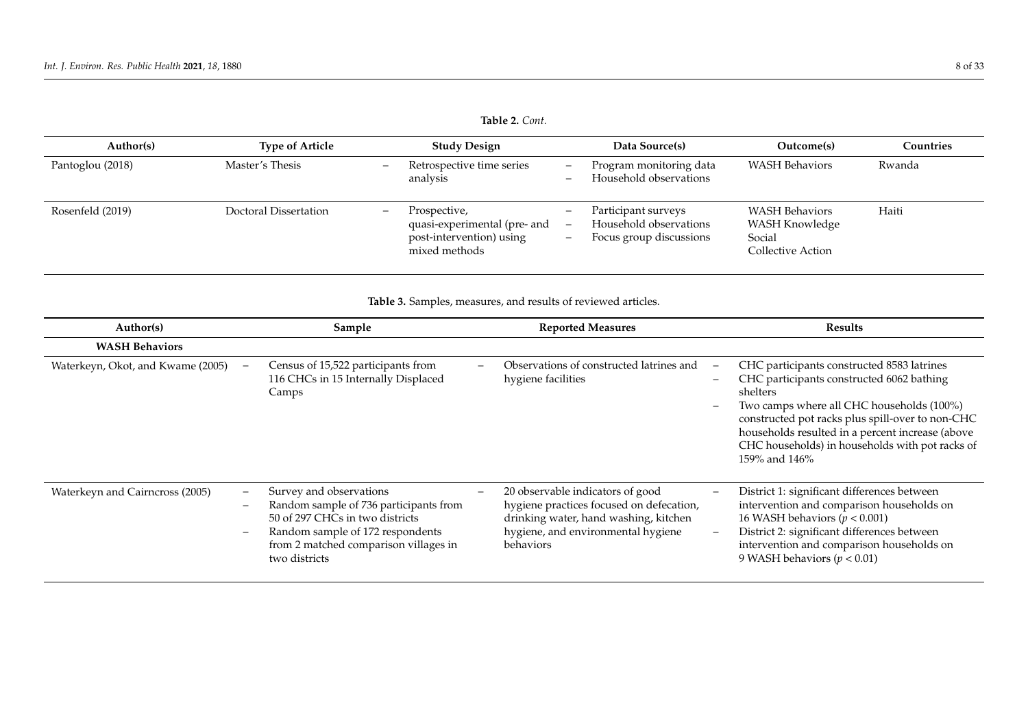**Table 2.** *Cont.*

| Author(s) | Type of Article | Study Design | Data Source(s) | Outcome(s) | Countries |
|---|---|---|---|---|---|
| Pantoglou (2018) | Master's Thesis | – Retrospective time series analysis | – Program monitoring data<br>– Household observations | WASH Behaviors | Rwanda |
| Rosenfeld (2019) | Doctoral Dissertation | – Prospective, quasi-experimental (pre- and post-intervention) using mixed methods | – Participant surveys<br>– Household observations<br>– Focus group discussions | WASH Behaviors<br>WASH Knowledge<br>Social<br>Collective Action | Haiti |

**Table 3.** Samples, measures, and results of reviewed articles.

| Author(s) | Sample | Reported Measures | Results |
|---|---|---|---|
| **WASH Behaviors** | | | |
| Waterkeyn, Okot, and Kwame (2005) | – Census of 15,522 participants from 116 CHCs in 15 Internally Displaced Camps | – Observations of constructed latrines and hygiene facilities | – CHC participants constructed 8583 latrines<br>– CHC participants constructed 6062 bathing shelters<br>– Two camps where all CHC households (100%) constructed pot racks plus spill-over to non-CHC households resulted in a percent increase (above CHC households) in households with pot racks of 159% and 146% |
| Waterkeyn and Cairncross (2005) | – Survey and observations<br>– Random sample of 736 participants from 50 of 297 CHCs in two districts<br>– Random sample of 172 respondents from 2 matched comparison villages in two districts | – 20 observable indicators of good hygiene practices focused on defecation, drinking water, hand washing, kitchen hygiene, and environmental hygiene behaviors | – District 1: significant differences between intervention and comparison households on 16 WASH behaviors ($p < 0.001$)<br>– District 2: significant differences between intervention and comparison households on 9 WASH behaviors ($p < 0.01$) |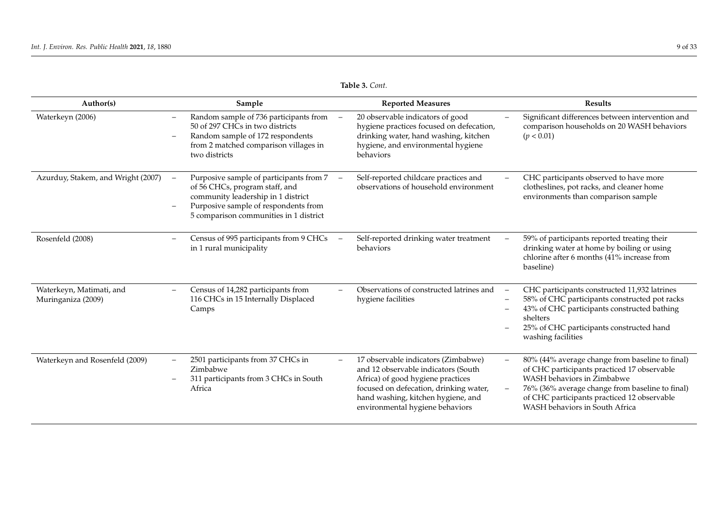**Table 3.** *Cont.*

| Author(s) | Sample | Reported Measures | Results |
| --- | --- | --- | --- |
| Waterkeyn (2006) | – Random sample of 736 participants from 50 of 297 CHCs in two districts<br>– Random sample of 172 respondents from 2 matched comparison villages in two districts | – 20 observable indicators of good hygiene practices focused on defecation, drinking water, hand washing, kitchen hygiene, and environmental hygiene behaviors | – Significant differences between intervention and comparison households on 20 WASH behaviors ($p < 0.01$) |
| Azurduy, Stakem, and Wright (2007) | – Purposive sample of participants from 7 of 56 CHCs, program staff, and community leadership in 1 district<br>– Purposive sample of respondents from 5 comparison communities in 1 district | – Self-reported childcare practices and observations of household environment | – CHC participants observed to have more clotheslines, pot racks, and cleaner home environments than comparison sample |
| Rosenfeld (2008) | – Census of 995 participants from 9 CHCs in 1 rural municipality | – Self-reported drinking water treatment behaviors | – 59% of participants reported treating their drinking water at home by boiling or using chlorine after 6 months (41% increase from baseline) |
| Waterkeyn, Matimati, and Muringaniza (2009) | – Census of 14,282 participants from 116 CHCs in 15 Internally Displaced Camps | – Observations of constructed latrines and hygiene facilities | – CHC participants constructed 11,932 latrines<br>– 58% of CHC participants constructed pot racks<br>– 43% of CHC participants constructed bathing shelters<br>– 25% of CHC participants constructed hand washing facilities |
| Waterkeyn and Rosenfeld (2009) | – 2501 participants from 37 CHCs in Zimbabwe<br>– 311 participants from 3 CHCs in South Africa | – 17 observable indicators (Zimbabwe) and 12 observable indicators (South Africa) of good hygiene practices focused on defecation, drinking water, hand washing, kitchen hygiene, and environmental hygiene behaviors | – 80% (44% average change from baseline to final) of CHC participants practiced 17 observable WASH behaviors in Zimbabwe<br>– 76% (36% average change from baseline to final) of CHC participants practiced 12 observable WASH behaviors in South Africa |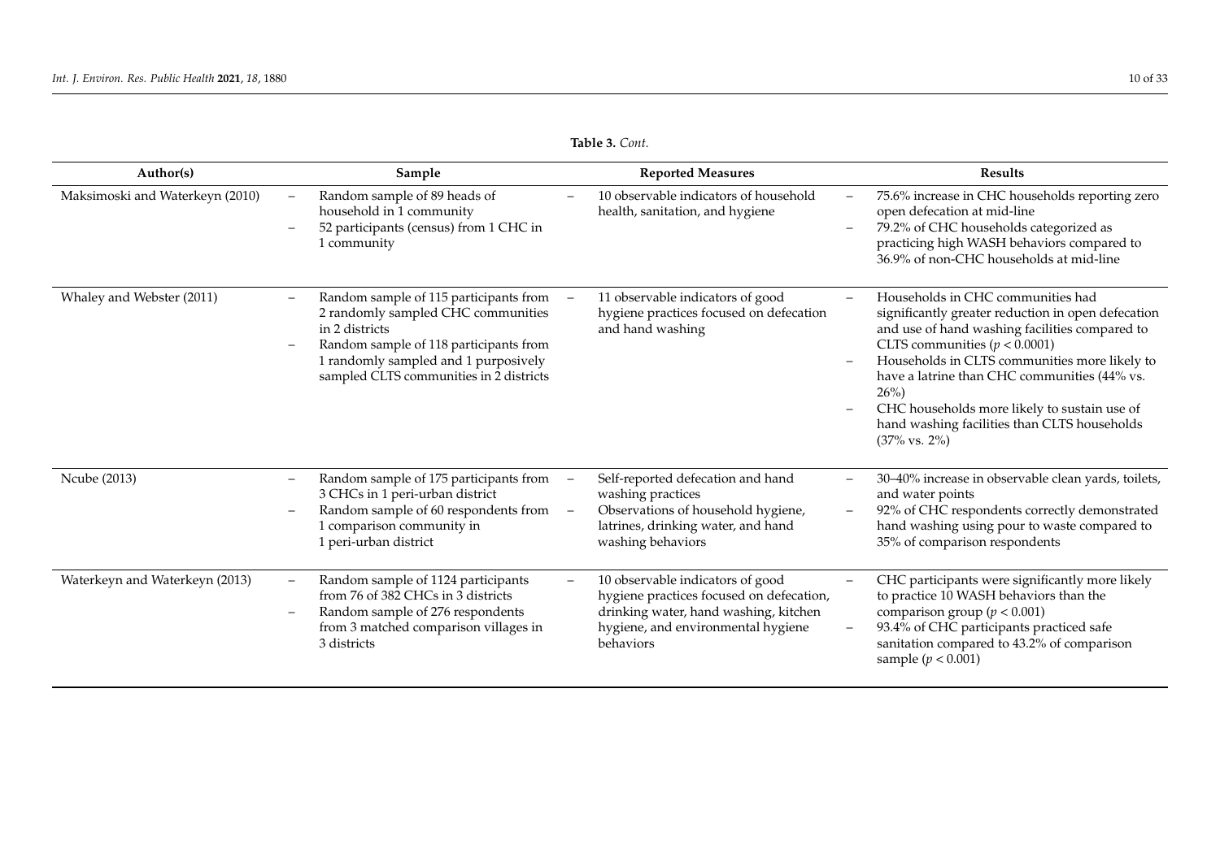**Table 3.** *Cont.*

| Author(s) | Sample | Reported Measures | Results |
|---|---|---|---|
| Maksimoski and Waterkeyn (2010) | – Random sample of 89 heads of household in 1 community<br>– 52 participants (census) from 1 CHC in 1 community | – 10 observable indicators of household health, sanitation, and hygiene | – 75.6% increase in CHC households reporting zero open defecation at mid-line<br>– 79.2% of CHC households categorized as practicing high WASH behaviors compared to 36.9% of non-CHC households at mid-line |
| Whaley and Webster (2011) | – Random sample of 115 participants from 2 randomly sampled CHC communities in 2 districts<br>– Random sample of 118 participants from 1 randomly sampled and 1 purposively sampled CLTS communities in 2 districts | – 11 observable indicators of good hygiene practices focused on defecation and hand washing | – Households in CHC communities had significantly greater reduction in open defecation and use of hand washing facilities compared to CLTS communities ($p < 0.0001$)<br>– Households in CLTS communities more likely to have a latrine than CHC communities (44% vs. 26%)<br>– CHC households more likely to sustain use of hand washing facilities than CLTS households (37% vs. 2%) |
| Ncube (2013) | – Random sample of 175 participants from 3 CHCs in 1 peri-urban district<br>– Random sample of 60 respondents from 1 comparison community in 1 peri-urban district | – Self-reported defecation and hand washing practices<br>– Observations of household hygiene, latrines, drinking water, and hand washing behaviors | – 30–40% increase in observable clean yards, toilets, and water points<br>– 92% of CHC respondents correctly demonstrated hand washing using pour to waste compared to 35% of comparison respondents |
| Waterkeyn and Waterkeyn (2013) | – Random sample of 1124 participants from 76 of 382 CHCs in 3 districts<br>– Random sample of 276 respondents from 3 matched comparison villages in 3 districts | – 10 observable indicators of good hygiene practices focused on defecation, drinking water, hand washing, kitchen hygiene, and environmental hygiene behaviors | – CHC participants were significantly more likely to practice 10 WASH behaviors than the comparison group ($p < 0.001$)<br>– 93.4% of CHC participants practiced safe sanitation compared to 43.2% of comparison sample ($p < 0.001$) |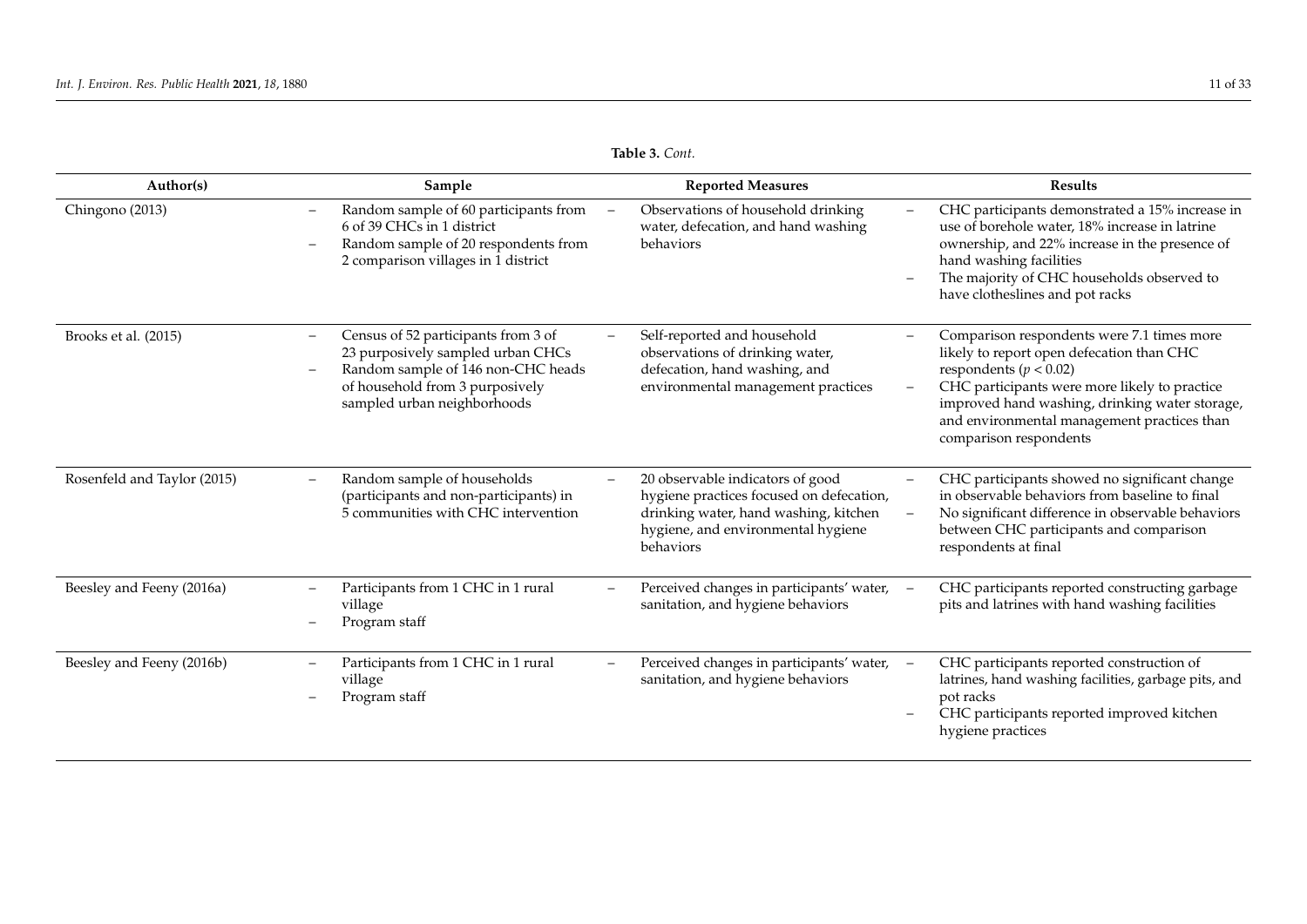**Table 3.** *Cont.*

| Author(s) | Sample | Reported Measures | Results |
|---|---|---|---|
| Chingono (2013) | – Random sample of 60 participants from 6 of 39 CHCs in 1 district<br>– Random sample of 20 respondents from 2 comparison villages in 1 district | – Observations of household drinking water, defecation, and hand washing behaviors | – CHC participants demonstrated a 15% increase in use of borehole water, 18% increase in latrine ownership, and 22% increase in the presence of hand washing facilities<br>– The majority of CHC households observed to have clotheslines and pot racks |
| Brooks et al. (2015) | – Census of 52 participants from 3 of 23 purposively sampled urban CHCs<br>– Random sample of 146 non-CHC heads of household from 3 purposively sampled urban neighborhoods | – Self-reported and household observations of drinking water, defecation, hand washing, and environmental management practices | – Comparison respondents were 7.1 times more likely to report open defecation than CHC respondents ($p < 0.02$)<br>– CHC participants were more likely to practice improved hand washing, drinking water storage, and environmental management practices than comparison respondents |
| Rosenfeld and Taylor (2015) | – Random sample of households (participants and non-participants) in 5 communities with CHC intervention | – 20 observable indicators of good hygiene practices focused on defecation, drinking water, hand washing, kitchen hygiene, and environmental hygiene behaviors | – CHC participants showed no significant change in observable behaviors from baseline to final<br>– No significant difference in observable behaviors between CHC participants and comparison respondents at final |
| Beesley and Feeny (2016a) | – Participants from 1 CHC in 1 rural village<br>– Program staff | – Perceived changes in participants' water, sanitation, and hygiene behaviors | – CHC participants reported constructing garbage pits and latrines with hand washing facilities |
| Beesley and Feeny (2016b) | – Participants from 1 CHC in 1 rural village<br>– Program staff | – Perceived changes in participants' water, sanitation, and hygiene behaviors | – CHC participants reported construction of latrines, hand washing facilities, garbage pits, and pot racks<br>– CHC participants reported improved kitchen hygiene practices |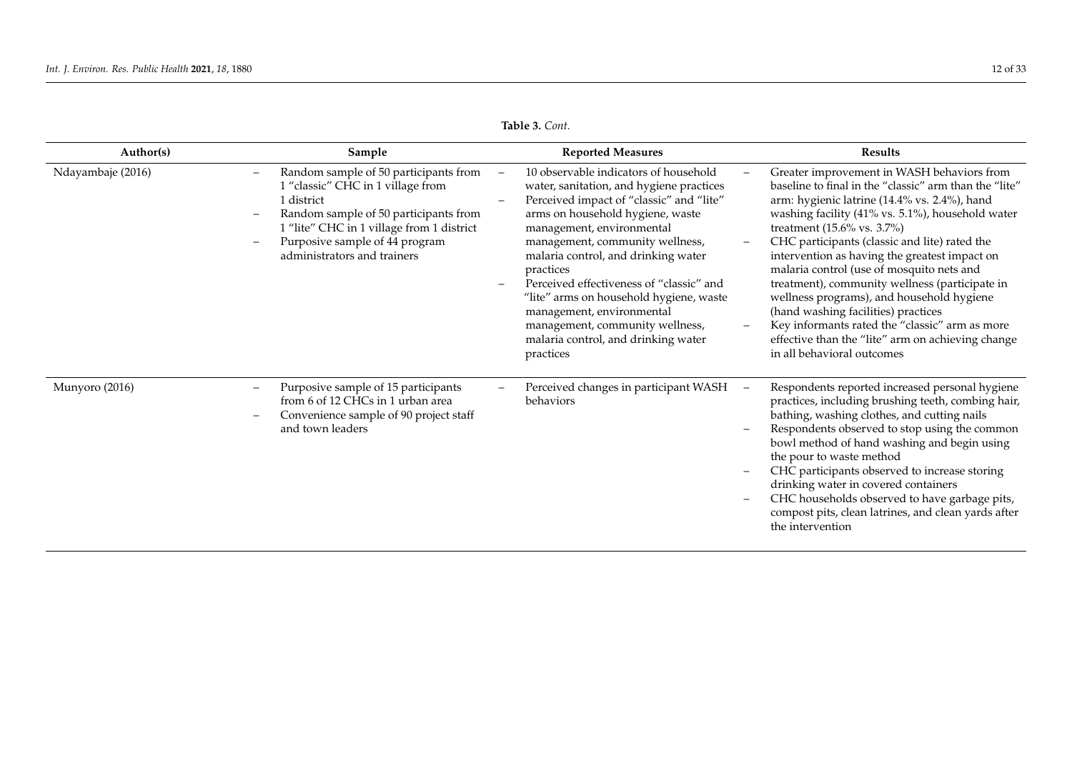**Table 3.** *Cont.*

| Author(s) | Sample | Reported Measures | Results |
|---|---|---|---|
| Ndayambaje (2016) | – Random sample of 50 participants from 1 "classic" CHC in 1 village from 1 district<br>– Random sample of 50 participants from 1 "lite" CHC in 1 village from 1 district<br>– Purposive sample of 44 program administrators and trainers | – 10 observable indicators of household water, sanitation, and hygiene practices<br>– Perceived impact of "classic" and "lite" arms on household hygiene, waste management, environmental management, community wellness, malaria control, and drinking water practices<br>– Perceived effectiveness of "classic" and "lite" arms on household hygiene, waste management, environmental management, community wellness, malaria control, and drinking water practices | – Greater improvement in WASH behaviors from baseline to final in the "classic" arm than the "lite" arm: hygienic latrine (14.4% vs. 2.4%), hand washing facility (41% vs. 5.1%), household water treatment (15.6% vs. 3.7%)<br>– CHC participants (classic and lite) rated the intervention as having the greatest impact on malaria control (use of mosquito nets and treatment), community wellness (participate in wellness programs), and household hygiene (hand washing facilities) practices<br>– Key informants rated the "classic" arm as more effective than the "lite" arm on achieving change in all behavioral outcomes |
| Munyoro (2016) | – Purposive sample of 15 participants from 6 of 12 CHCs in 1 urban area<br>– Convenience sample of 90 project staff and town leaders | – Perceived changes in participant WASH behaviors | – Respondents reported increased personal hygiene practices, including brushing teeth, combing hair, bathing, washing clothes, and cutting nails<br>– Respondents observed to stop using the common bowl method of hand washing and begin using the pour to waste method<br>– CHC participants observed to increase storing drinking water in covered containers<br>– CHC households observed to have garbage pits, compost pits, clean latrines, and clean yards after the intervention |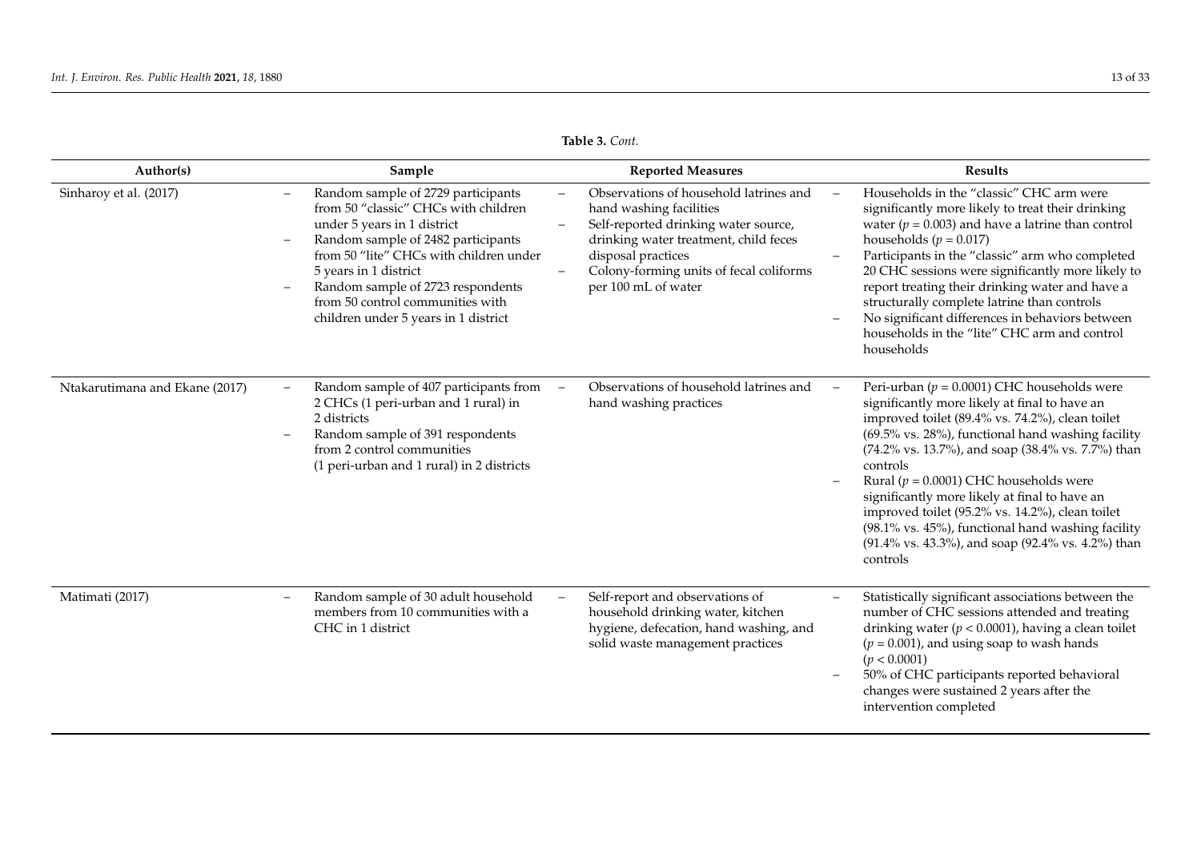**Table 3.** *Cont.*

| Author(s) | Sample | Reported Measures | Results |
| --- | --- | --- | --- |
| Sinharoy et al. (2017) | – Random sample of 2729 participants from 50 "classic" CHCs with children under 5 years in 1 district<br>– Random sample of 2482 participants from 50 "lite" CHCs with children under 5 years in 1 district<br>– Random sample of 2723 respondents from 50 control communities with children under 5 years in 1 district | – Observations of household latrines and hand washing facilities<br>– Self-reported drinking water source, drinking water treatment, child feces disposal practices<br>– Colony-forming units of fecal coliforms per 100 mL of water | – Households in the "classic" CHC arm were significantly more likely to treat their drinking water ($p = 0.003$) and have a latrine than control households ($p = 0.017$)<br>– Participants in the "classic" arm who completed 20 CHC sessions were significantly more likely to report treating their drinking water and have a structurally complete latrine than controls<br>– No significant differences in behaviors between households in the "lite" CHC arm and control households |
| Ntakarutimana and Ekane (2017) | – Random sample of 407 participants from 2 CHCs (1 peri-urban and 1 rural) in 2 districts<br>– Random sample of 391 respondents from 2 control communities (1 peri-urban and 1 rural) in 2 districts | – Observations of household latrines and hand washing practices | – Peri-urban ($p = 0.0001$) CHC households were significantly more likely at final to have an improved toilet (89.4% vs. 74.2%), clean toilet (69.5% vs. 28%), functional hand washing facility (74.2% vs. 13.7%), and soap (38.4% vs. 7.7%) than controls<br>– Rural ($p = 0.0001$) CHC households were significantly more likely at final to have an improved toilet (95.2% vs. 14.2%), clean toilet (98.1% vs. 45%), functional hand washing facility (91.4% vs. 43.3%), and soap (92.4% vs. 4.2%) than controls |
| Matimati (2017) | – Random sample of 30 adult household members from 10 communities with a CHC in 1 district | – Self-report and observations of household drinking water, kitchen hygiene, defecation, hand washing, and solid waste management practices | – Statistically significant associations between the number of CHC sessions attended and treating drinking water ($p < 0.0001$), having a clean toilet ($p = 0.001$), and using soap to wash hands ($p < 0.0001$)<br>– 50% of CHC participants reported behavioral changes were sustained 2 years after the intervention completed |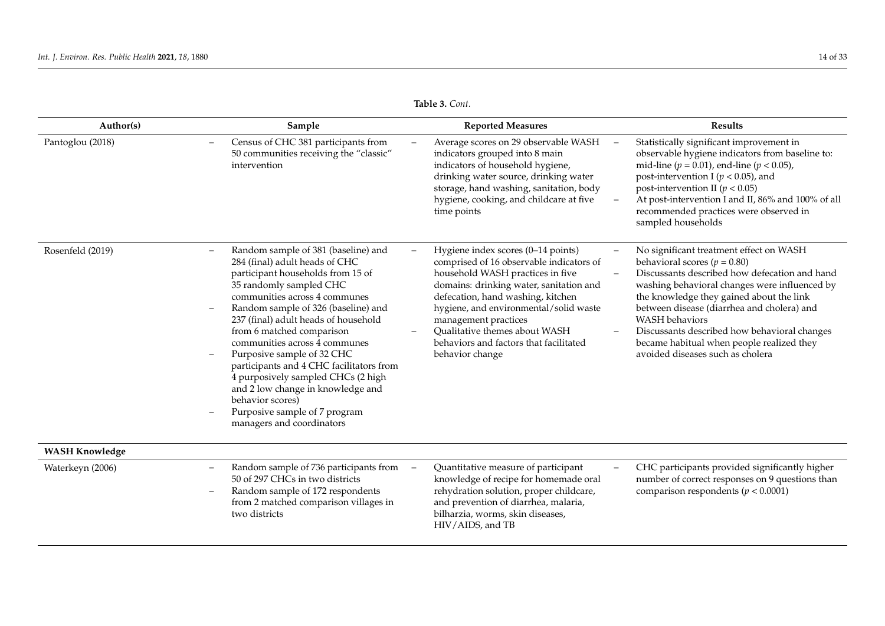**Table 3.** *Cont.*

| Author(s) | Sample | Reported Measures | Results |
|---|---|---|---|
| Pantoglou (2018) | – Census of CHC 381 participants from 50 communities receiving the "classic" intervention | – Average scores on 29 observable WASH indicators grouped into 8 main indicators of household hygiene, drinking water source, drinking water storage, hand washing, sanitation, body hygiene, cooking, and childcare at five time points | – Statistically significant improvement in observable hygiene indicators from baseline to: mid-line ($p = 0.01$), end-line ($p < 0.05$), post-intervention I ($p < 0.05$), and post-intervention II ($p < 0.05$)<br>– At post-intervention I and II, 86% and 100% of all recommended practices were observed in sampled households |
| Rosenfeld (2019) | – Random sample of 381 (baseline) and 284 (final) adult heads of CHC participant households from 15 of 35 randomly sampled CHC communities across 4 communes<br>– Random sample of 326 (baseline) and 237 (final) adult heads of household from 6 matched comparison communities across 4 communes<br>– Purposive sample of 32 CHC participants and 4 CHC facilitators from 4 purposively sampled CHCs (2 high and 2 low change in knowledge and behavior scores)<br>– Purposive sample of 7 program managers and coordinators | – Hygiene index scores (0–14 points) comprised of 16 observable indicators of household WASH practices in five domains: drinking water, sanitation and defecation, hand washing, kitchen hygiene, and environmental/solid waste management practices<br>– Qualitative themes about WASH behaviors and factors that facilitated behavior change | – No significant treatment effect on WASH behavioral scores ($p = 0.80$)<br>– Discussants described how defecation and hand washing behavioral changes were influenced by the knowledge they gained about the link between disease (diarrhea and cholera) and WASH behaviors<br>– Discussants described how behavioral changes became habitual when people realized they avoided diseases such as cholera |
| **WASH Knowledge** | | | |
| Waterkeyn (2006) | – Random sample of 736 participants from 50 of 297 CHCs in two districts<br>– Random sample of 172 respondents from 2 matched comparison villages in two districts | – Quantitative measure of participant knowledge of recipe for homemade oral rehydration solution, proper childcare, and prevention of diarrhea, malaria, bilharzia, worms, skin diseases, HIV/AIDS, and TB | – CHC participants provided significantly higher number of correct responses on 9 questions than comparison respondents ($p < 0.0001$) |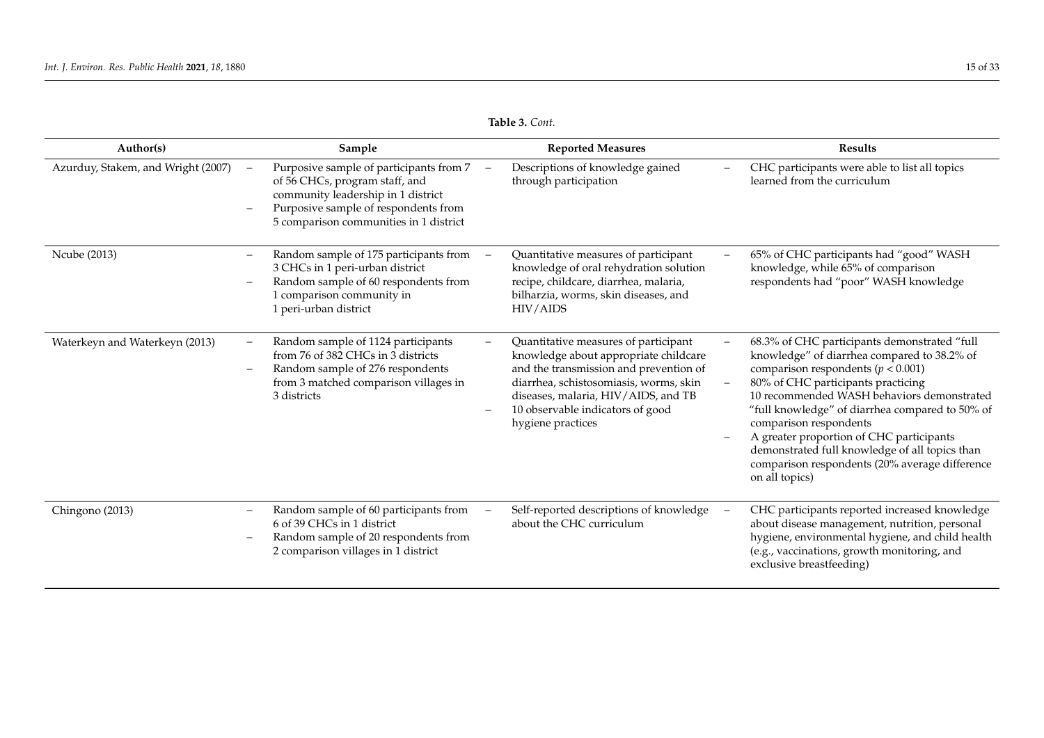**Table 3.** *Cont.*

| Author(s) | Sample | Reported Measures | Results |
| --- | --- | --- | --- |
| Azurduy, Stakem, and Wright (2007) | – Purposive sample of participants from 7 of 56 CHCs, program staff, and community leadership in 1 district<br>– Purposive sample of respondents from 5 comparison communities in 1 district | – Descriptions of knowledge gained through participation | – CHC participants were able to list all topics learned from the curriculum |
| Ncube (2013) | – Random sample of 175 participants from 3 CHCs in 1 peri-urban district<br>– Random sample of 60 respondents from 1 comparison community in 1 peri-urban district | – Quantitative measures of participant knowledge of oral rehydration solution recipe, childcare, diarrhea, malaria, bilharzia, worms, skin diseases, and HIV/AIDS | – 65% of CHC participants had "good" WASH knowledge, while 65% of comparison respondents had "poor" WASH knowledge |
| Waterkeyn and Waterkeyn (2013) | – Random sample of 1124 participants from 76 of 382 CHCs in 3 districts<br>– Random sample of 276 respondents from 3 matched comparison villages in 3 districts | – Quantitative measures of participant knowledge about appropriate childcare and the transmission and prevention of diarrhea, schistosomiasis, worms, skin diseases, malaria, HIV/AIDS, and TB<br>– 10 observable indicators of good hygiene practices | – 68.3% of CHC participants demonstrated "full knowledge" of diarrhea compared to 38.2% of comparison respondents ($p < 0.001$)<br>– 80% of CHC participants practicing 10 recommended WASH behaviors demonstrated "full knowledge" of diarrhea compared to 50% of comparison respondents<br>– A greater proportion of CHC participants demonstrated full knowledge of all topics than comparison respondents (20% average difference on all topics) |
| Chingono (2013) | – Random sample of 60 participants from 6 of 39 CHCs in 1 district<br>– Random sample of 20 respondents from 2 comparison villages in 1 district | – Self-reported descriptions of knowledge about the CHC curriculum | – CHC participants reported increased knowledge about disease management, nutrition, personal hygiene, environmental hygiene, and child health (e.g., vaccinations, growth monitoring, and exclusive breastfeeding) |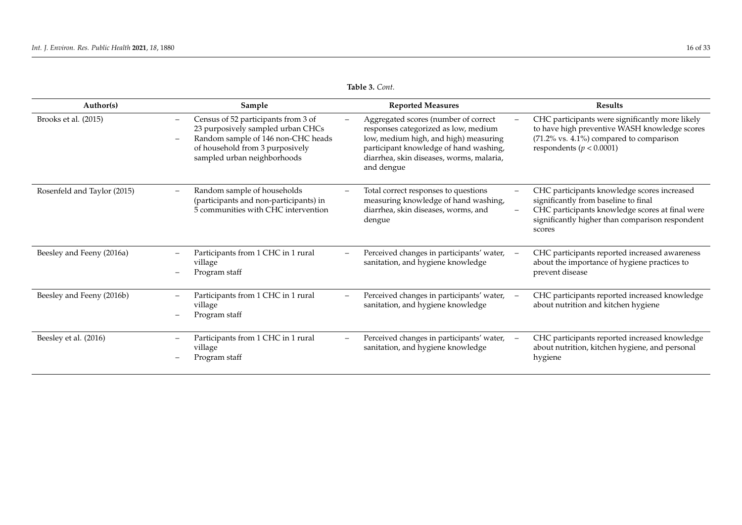**Table 3.** *Cont.*

| Author(s) | Sample | Reported Measures | Results |
|---|---|---|---|
| Brooks et al. (2015) | – Census of 52 participants from 3 of 23 purposively sampled urban CHCs<br>– Random sample of 146 non-CHC heads of household from 3 purposively sampled urban neighborhoods | – Aggregated scores (number of correct responses categorized as low, medium low, medium high, and high) measuring participant knowledge of hand washing, diarrhea, skin diseases, worms, malaria, and dengue | – CHC participants were significantly more likely to have high preventive WASH knowledge scores (71.2% vs. 4.1%) compared to comparison respondents ($p < 0.0001$) |
| Rosenfeld and Taylor (2015) | – Random sample of households (participants and non-participants) in 5 communities with CHC intervention | – Total correct responses to questions measuring knowledge of hand washing, diarrhea, skin diseases, worms, and dengue | – CHC participants knowledge scores increased significantly from baseline to final<br>– CHC participants knowledge scores at final were significantly higher than comparison respondent scores |
| Beesley and Feeny (2016a) | – Participants from 1 CHC in 1 rural village<br>– Program staff | – Perceived changes in participants' water, sanitation, and hygiene knowledge | – CHC participants reported increased awareness about the importance of hygiene practices to prevent disease |
| Beesley and Feeny (2016b) | – Participants from 1 CHC in 1 rural village<br>– Program staff | – Perceived changes in participants' water, sanitation, and hygiene knowledge | – CHC participants reported increased knowledge about nutrition and kitchen hygiene |
| Beesley et al. (2016) | – Participants from 1 CHC in 1 rural village<br>– Program staff | – Perceived changes in participants' water, sanitation, and hygiene knowledge | – CHC participants reported increased knowledge about nutrition, kitchen hygiene, and personal hygiene |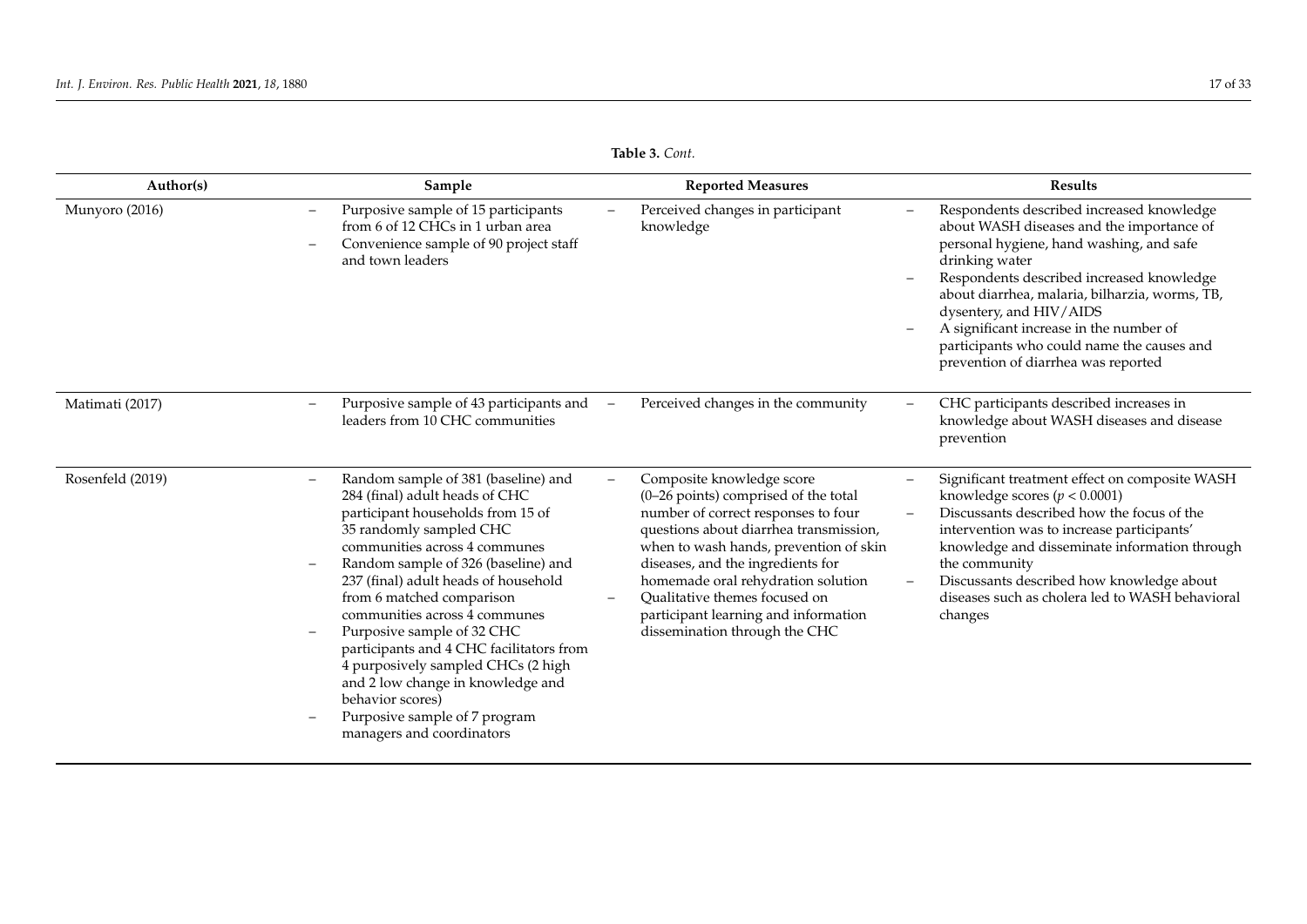**Table 3.** *Cont.*

| Author(s) | Sample | Reported Measures | Results |
| --- | --- | --- | --- |
| Munyoro (2016) | – Purposive sample of 15 participants from 6 of 12 CHCs in 1 urban area<br>– Convenience sample of 90 project staff and town leaders | – Perceived changes in participant knowledge | – Respondents described increased knowledge about WASH diseases and the importance of personal hygiene, hand washing, and safe drinking water<br>– Respondents described increased knowledge about diarrhea, malaria, bilharzia, worms, TB, dysentery, and HIV/AIDS<br>– A significant increase in the number of participants who could name the causes and prevention of diarrhea was reported |
| Matimati (2017) | – Purposive sample of 43 participants and leaders from 10 CHC communities | – Perceived changes in the community | – CHC participants described increases in knowledge about WASH diseases and disease prevention |
| Rosenfeld (2019) | – Random sample of 381 (baseline) and 284 (final) adult heads of CHC participant households from 15 of 35 randomly sampled CHC communities across 4 communes<br>– Random sample of 326 (baseline) and 237 (final) adult heads of household from 6 matched comparison communities across 4 communes<br>– Purposive sample of 32 CHC participants and 4 CHC facilitators from 4 purposively sampled CHCs (2 high and 2 low change in knowledge and behavior scores)<br>– Purposive sample of 7 program managers and coordinators | – Composite knowledge score (0–26 points) comprised of the total number of correct responses to four questions about diarrhea transmission, when to wash hands, prevention of skin diseases, and the ingredients for homemade oral rehydration solution<br>– Qualitative themes focused on participant learning and information dissemination through the CHC | – Significant treatment effect on composite WASH knowledge scores ($p < 0.0001$)<br>– Discussants described how the focus of the intervention was to increase participants' knowledge and disseminate information through the community<br>– Discussants described how knowledge about diseases such as cholera led to WASH behavioral changes |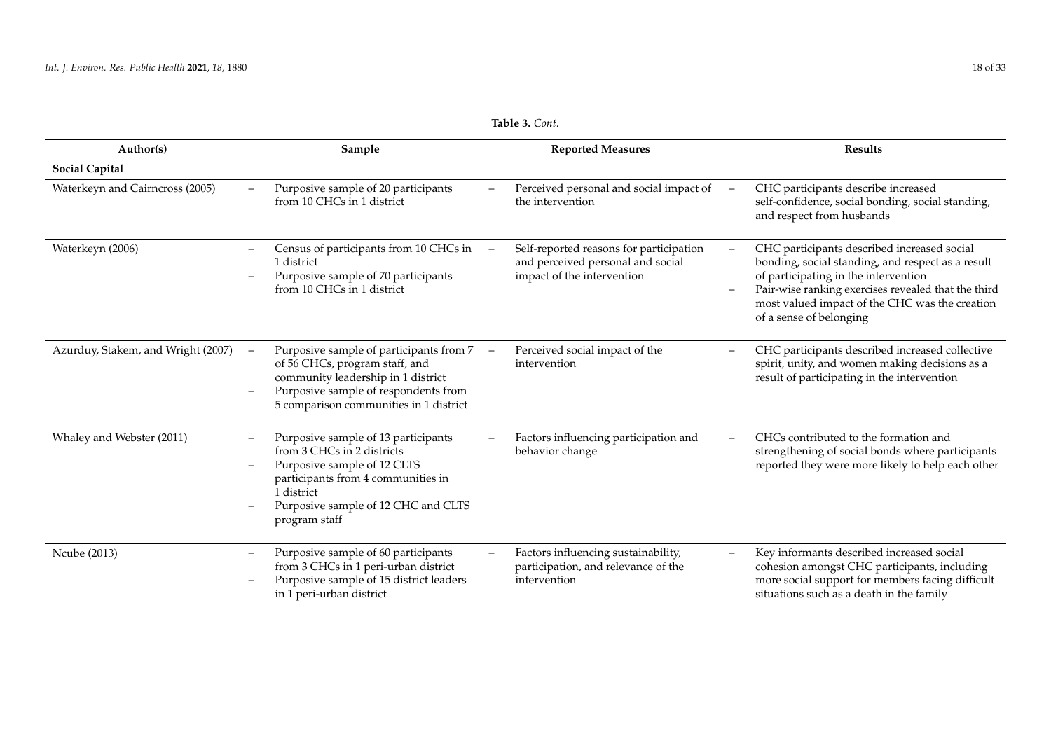**Table 3.** *Cont.*

| Author(s) | Sample | Reported Measures | Results |
|---|---|---|---|
| **Social Capital** | | | |
| Waterkeyn and Cairncross (2005) | – Purposive sample of 20 participants from 10 CHCs in 1 district | – Perceived personal and social impact of the intervention | – CHC participants describe increased self-confidence, social bonding, social standing, and respect from husbands |
| Waterkeyn (2006) | – Census of participants from 10 CHCs in 1 district<br>– Purposive sample of 70 participants from 10 CHCs in 1 district | – Self-reported reasons for participation and perceived personal and social impact of the intervention | – CHC participants described increased social bonding, social standing, and respect as a result of participating in the intervention<br>– Pair-wise ranking exercises revealed that the third most valued impact of the CHC was the creation of a sense of belonging |
| Azurduy, Stakem, and Wright (2007) | – Purposive sample of participants from 7 of 56 CHCs, program staff, and community leadership in 1 district<br>– Purposive sample of respondents from 5 comparison communities in 1 district | – Perceived social impact of the intervention | – CHC participants described increased collective spirit, unity, and women making decisions as a result of participating in the intervention |
| Whaley and Webster (2011) | – Purposive sample of 13 participants from 3 CHCs in 2 districts<br>– Purposive sample of 12 CLTS participants from 4 communities in 1 district<br>– Purposive sample of 12 CHC and CLTS program staff | – Factors influencing participation and behavior change | – CHCs contributed to the formation and strengthening of social bonds where participants reported they were more likely to help each other |
| Ncube (2013) | – Purposive sample of 60 participants from 3 CHCs in 1 peri-urban district<br>– Purposive sample of 15 district leaders in 1 peri-urban district | – Factors influencing sustainability, participation, and relevance of the intervention | – Key informants described increased social cohesion amongst CHC participants, including more social support for members facing difficult situations such as a death in the family |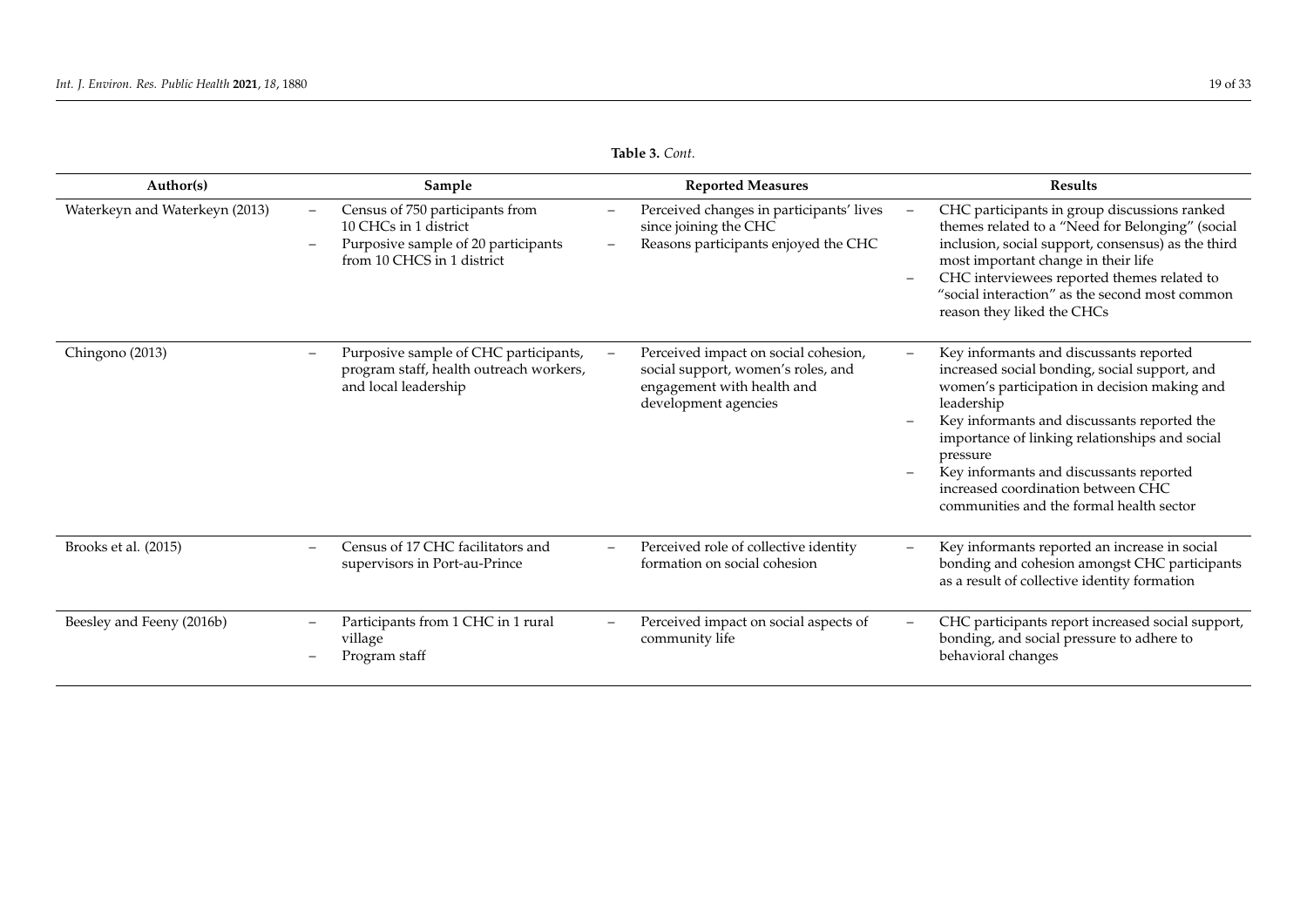**Table 3.** *Cont.*

| Author(s) | Sample | Reported Measures | Results |
|---|---|---|---|
| Waterkeyn and Waterkeyn (2013) | – Census of 750 participants from 10 CHCs in 1 district<br>– Purposive sample of 20 participants from 10 CHCS in 1 district | – Perceived changes in participants' lives since joining the CHC<br>– Reasons participants enjoyed the CHC | – CHC participants in group discussions ranked themes related to a "Need for Belonging" (social inclusion, social support, consensus) as the third most important change in their life<br>– CHC interviewees reported themes related to "social interaction" as the second most common reason they liked the CHCs |
| Chingono (2013) | – Purposive sample of CHC participants, program staff, health outreach workers, and local leadership | – Perceived impact on social cohesion, social support, women's roles, and engagement with health and development agencies | – Key informants and discussants reported increased social bonding, social support, and women's participation in decision making and leadership<br>– Key informants and discussants reported the importance of linking relationships and social pressure<br>– Key informants and discussants reported increased coordination between CHC communities and the formal health sector |
| Brooks et al. (2015) | – Census of 17 CHC facilitators and supervisors in Port-au-Prince | – Perceived role of collective identity formation on social cohesion | – Key informants reported an increase in social bonding and cohesion amongst CHC participants as a result of collective identity formation |
| Beesley and Feeny (2016b) | – Participants from 1 CHC in 1 rural village<br>– Program staff | – Perceived impact on social aspects of community life | – CHC participants report increased social support, bonding, and social pressure to adhere to behavioral changes |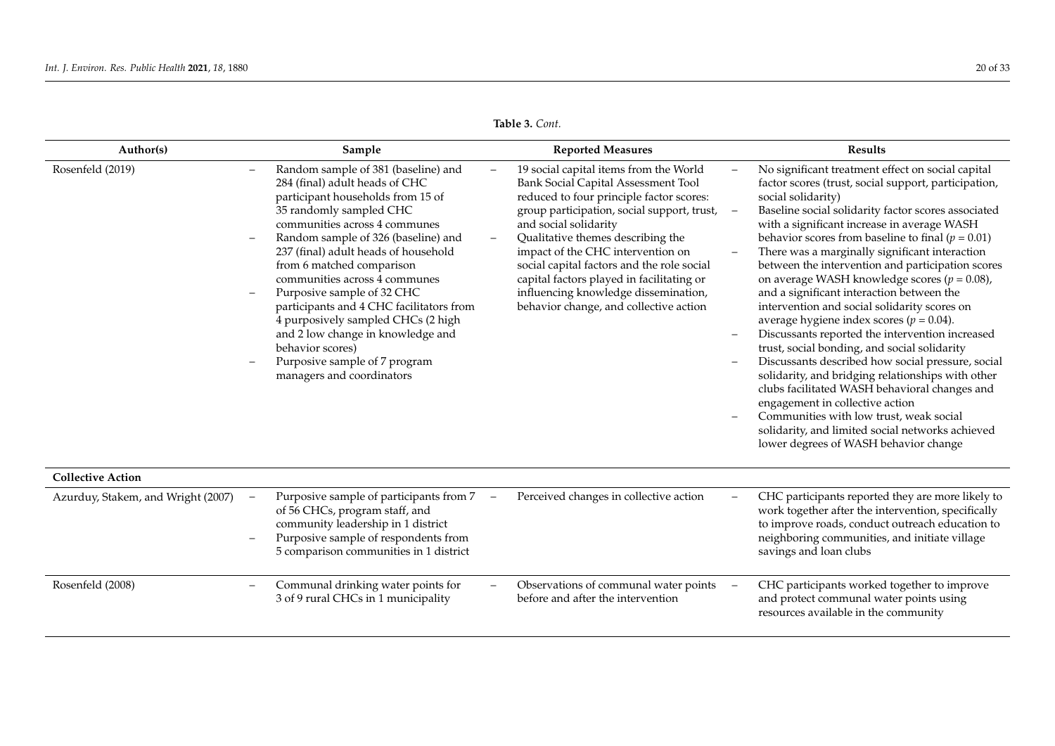**Table 3.** *Cont.*

| Author(s) | Sample | Reported Measures | Results |
|---|---|---|---|
| Rosenfeld (2019) | – Random sample of 381 (baseline) and 284 (final) adult heads of CHC participant households from 15 of 35 randomly sampled CHC communities across 4 communes<br>– Random sample of 326 (baseline) and 237 (final) adult heads of household from 6 matched comparison communities across 4 communes<br>– Purposive sample of 32 CHC participants and 4 CHC facilitators from 4 purposively sampled CHCs (2 high and 2 low change in knowledge and behavior scores)<br>– Purposive sample of 7 program managers and coordinators | – 19 social capital items from the World Bank Social Capital Assessment Tool reduced to four principle factor scores: group participation, social support, trust, and social solidarity<br>– Qualitative themes describing the impact of the CHC intervention on social capital factors and the role social capital factors played in facilitating or influencing knowledge dissemination, behavior change, and collective action | – No significant treatment effect on social capital factor scores (trust, social support, participation, social solidarity)<br>– Baseline social solidarity factor scores associated with a significant increase in average WASH behavior scores from baseline to final ($p = 0.01$)<br>– There was a marginally significant interaction between the intervention and participation scores on average WASH knowledge scores ($p = 0.08$), and a significant interaction between the intervention and social solidarity scores on average hygiene index scores ($p = 0.04$).<br>– Discussants reported the intervention increased trust, social bonding, and social solidarity<br>– Discussants described how social pressure, social solidarity, and bridging relationships with other clubs facilitated WASH behavioral changes and engagement in collective action<br>– Communities with low trust, weak social solidarity, and limited social networks achieved lower degrees of WASH behavior change |
| **Collective Action** | | | |
| Azurduy, Stakem, and Wright (2007) | – Purposive sample of participants from 7 of 56 CHCs, program staff, and community leadership in 1 district<br>– Purposive sample of respondents from 5 comparison communities in 1 district | – Perceived changes in collective action | – CHC participants reported they are more likely to work together after the intervention, specifically to improve roads, conduct outreach education to neighboring communities, and initiate village savings and loan clubs |
| Rosenfeld (2008) | – Communal drinking water points for 3 of 9 rural CHCs in 1 municipality | – Observations of communal water points before and after the intervention | – CHC participants worked together to improve and protect communal water points using resources available in the community |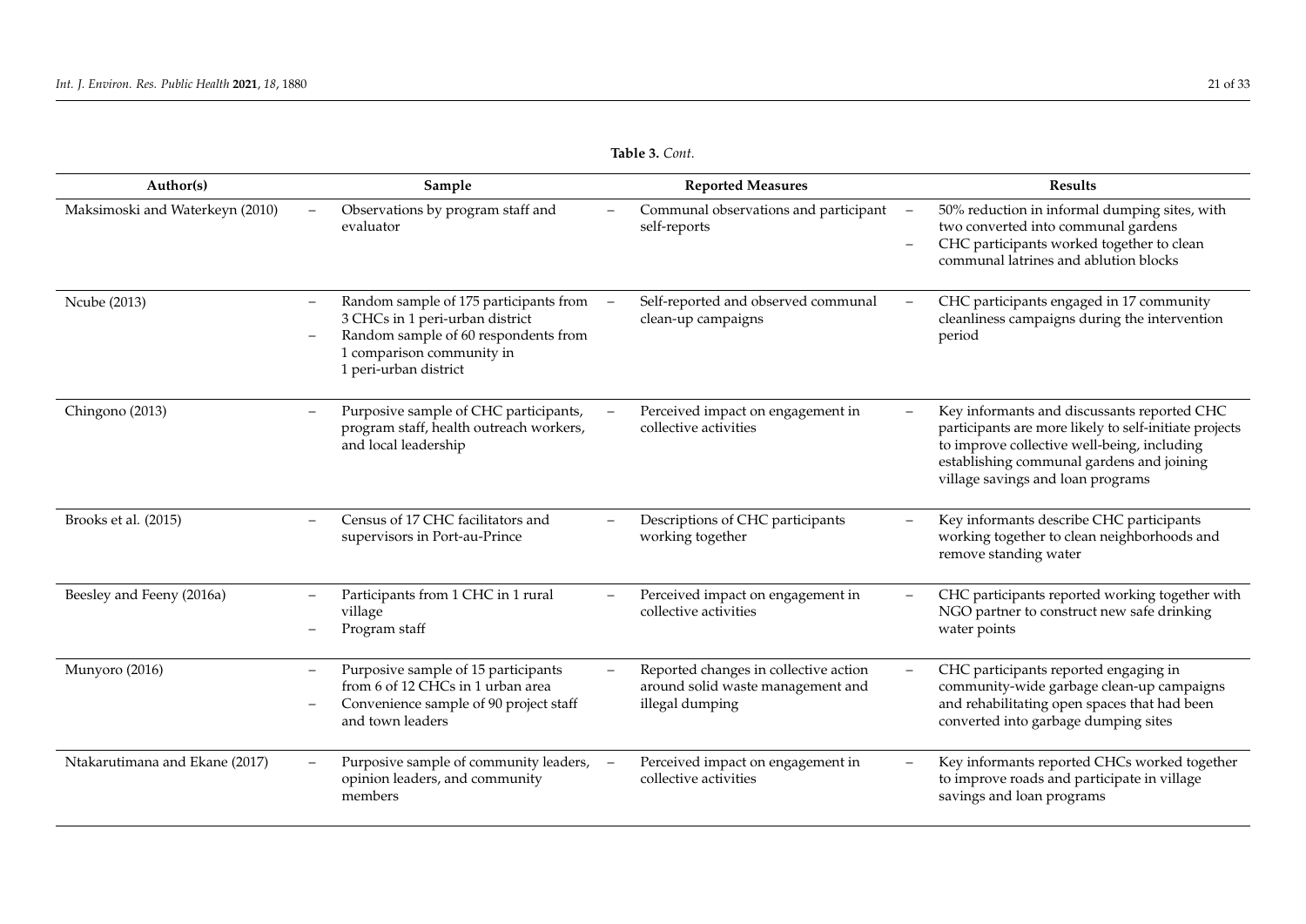**Table 3.** *Cont.*

| Author(s) | Sample | Reported Measures | Results |
|---|---|---|---|
| Maksimoski and Waterkeyn (2010) | – Observations by program staff and evaluator | – Communal observations and participant self-reports | – 50% reduction in informal dumping sites, with two converted into communal gardens<br>– CHC participants worked together to clean communal latrines and ablution blocks |
| Ncube (2013) | – Random sample of 175 participants from 3 CHCs in 1 peri-urban district<br>– Random sample of 60 respondents from 1 comparison community in 1 peri-urban district | – Self-reported and observed communal clean-up campaigns | – CHC participants engaged in 17 community cleanliness campaigns during the intervention period |
| Chingono (2013) | – Purposive sample of CHC participants, program staff, health outreach workers, and local leadership | – Perceived impact on engagement in collective activities | – Key informants and discussants reported CHC participants are more likely to self-initiate projects to improve collective well-being, including establishing communal gardens and joining village savings and loan programs |
| Brooks et al. (2015) | – Census of 17 CHC facilitators and supervisors in Port-au-Prince | – Descriptions of CHC participants working together | – Key informants describe CHC participants working together to clean neighborhoods and remove standing water |
| Beesley and Feeny (2016a) | – Participants from 1 CHC in 1 rural village<br>– Program staff | – Perceived impact on engagement in collective activities | – CHC participants reported working together with NGO partner to construct new safe drinking water points |
| Munyoro (2016) | – Purposive sample of 15 participants from 6 of 12 CHCs in 1 urban area<br>– Convenience sample of 90 project staff and town leaders | – Reported changes in collective action around solid waste management and illegal dumping | – CHC participants reported engaging in community-wide garbage clean-up campaigns and rehabilitating open spaces that had been converted into garbage dumping sites |
| Ntakarutimana and Ekane (2017) | – Purposive sample of community leaders, opinion leaders, and community members | – Perceived impact on engagement in collective activities | – Key informants reported CHCs worked together to improve roads and participate in village savings and loan programs |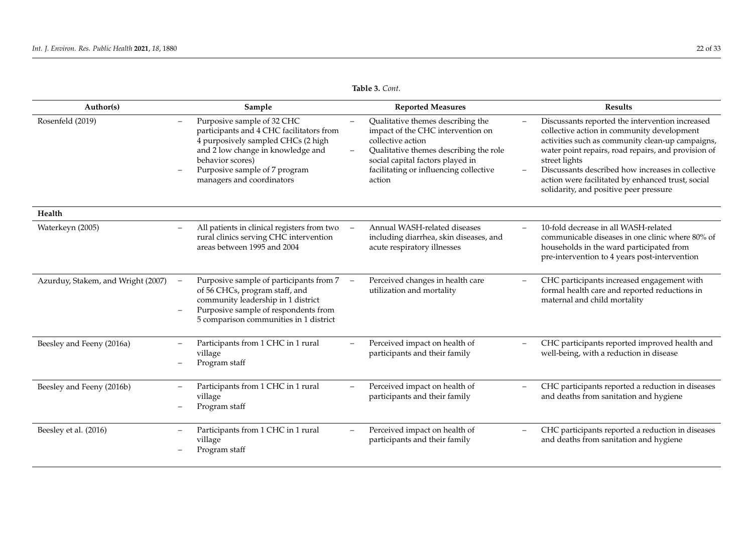**Table 3.** *Cont.*

| Author(s) | Sample | Reported Measures | Results |
|---|---|---|---|
| Rosenfeld (2019) | – Purposive sample of 32 CHC participants and 4 CHC facilitators from 4 purposively sampled CHCs (2 high and 2 low change in knowledge and behavior scores)<br>– Purposive sample of 7 program managers and coordinators | – Qualitative themes describing the impact of the CHC intervention on collective action<br>– Qualitative themes describing the role social capital factors played in facilitating or influencing collective action | – Discussants reported the intervention increased collective action in community development activities such as community clean-up campaigns, water point repairs, road repairs, and provision of street lights<br>– Discussants described how increases in collective action were facilitated by enhanced trust, social solidarity, and positive peer pressure |
| **Health** | | | |
| Waterkeyn (2005) | – All patients in clinical registers from two rural clinics serving CHC intervention areas between 1995 and 2004 | – Annual WASH-related diseases including diarrhea, skin diseases, and acute respiratory illnesses | – 10-fold decrease in all WASH-related communicable diseases in one clinic where 80% of households in the ward participated from pre-intervention to 4 years post-intervention |
| Azurduy, Stakem, and Wright (2007) | – Purposive sample of participants from 7 of 56 CHCs, program staff, and community leadership in 1 district<br>– Purposive sample of respondents from 5 comparison communities in 1 district | – Perceived changes in health care utilization and mortality | – CHC participants increased engagement with formal health care and reported reductions in maternal and child mortality |
| Beesley and Feeny (2016a) | – Participants from 1 CHC in 1 rural village<br>– Program staff | – Perceived impact on health of participants and their family | – CHC participants reported improved health and well-being, with a reduction in disease |
| Beesley and Feeny (2016b) | – Participants from 1 CHC in 1 rural village<br>– Program staff | – Perceived impact on health of participants and their family | – CHC participants reported a reduction in diseases and deaths from sanitation and hygiene |
| Beesley et al. (2016) | – Participants from 1 CHC in 1 rural village<br>– Program staff | – Perceived impact on health of participants and their family | – CHC participants reported a reduction in diseases and deaths from sanitation and hygiene |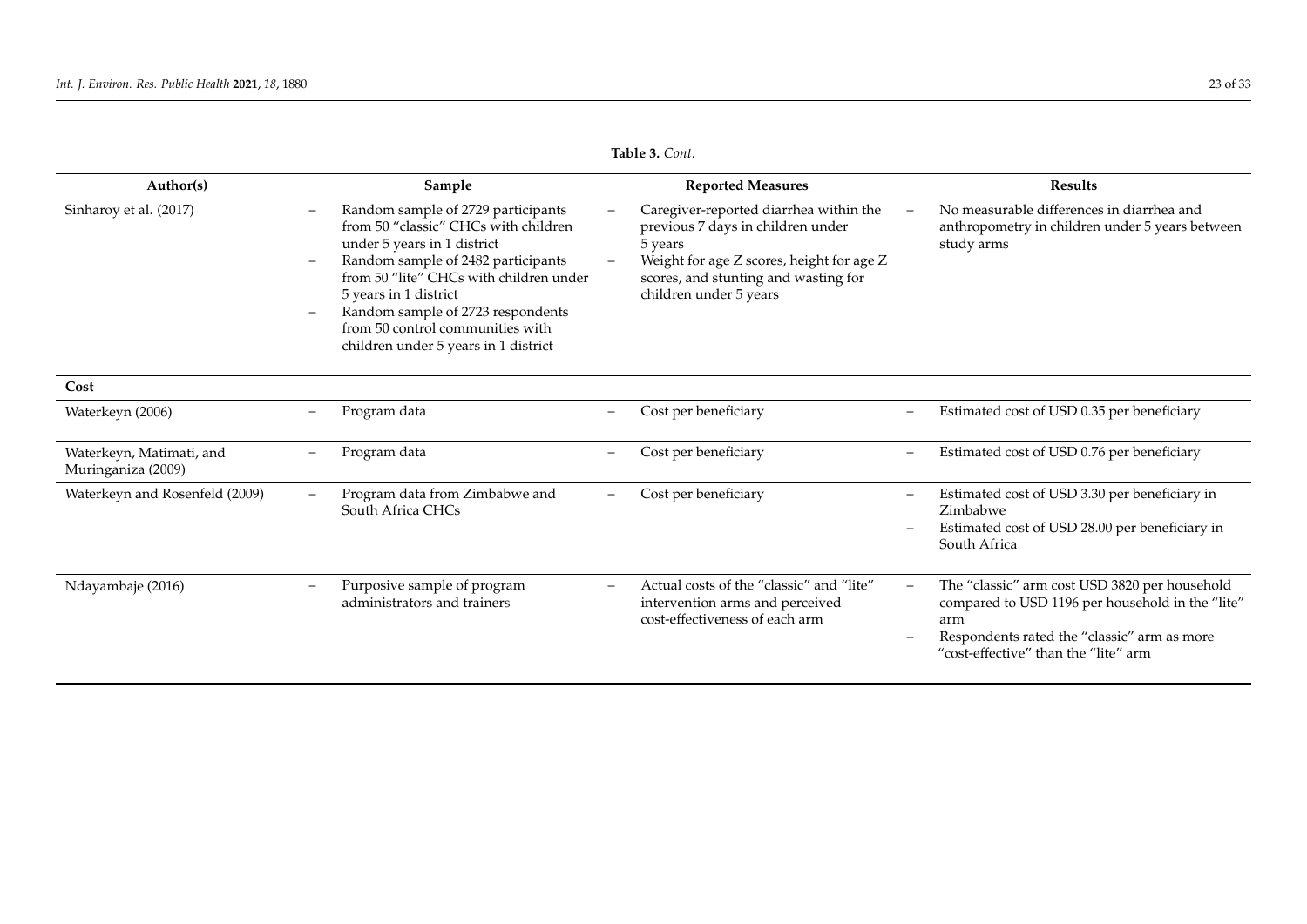**Table 3.** *Cont.*

| Author(s) | Sample | Reported Measures | Results |
|---|---|---|---|
| Sinharoy et al. (2017) | – Random sample of 2729 participants from 50 "classic" CHCs with children under 5 years in 1 district<br>– Random sample of 2482 participants from 50 "lite" CHCs with children under 5 years in 1 district<br>– Random sample of 2723 respondents from 50 control communities with children under 5 years in 1 district | – Caregiver-reported diarrhea within the previous 7 days in children under 5 years<br>– Weight for age Z scores, height for age Z scores, and stunting and wasting for children under 5 years | – No measurable differences in diarrhea and anthropometry in children under 5 years between study arms |
| **Cost** | | | |
| Waterkeyn (2006) | – Program data | – Cost per beneficiary | – Estimated cost of USD 0.35 per beneficiary |
| Waterkeyn, Matimati, and Muringaniza (2009) | – Program data | – Cost per beneficiary | – Estimated cost of USD 0.76 per beneficiary |
| Waterkeyn and Rosenfeld (2009) | – Program data from Zimbabwe and South Africa CHCs | – Cost per beneficiary | – Estimated cost of USD 3.30 per beneficiary in Zimbabwe<br>– Estimated cost of USD 28.00 per beneficiary in South Africa |
| Ndayambaje (2016) | – Purposive sample of program administrators and trainers | – Actual costs of the "classic" and "lite" intervention arms and perceived cost-effectiveness of each arm | – The "classic" arm cost USD 3820 per household compared to USD 1196 per household in the "lite" arm<br>– Respondents rated the "classic" arm as more "cost-effective" than the "lite" arm |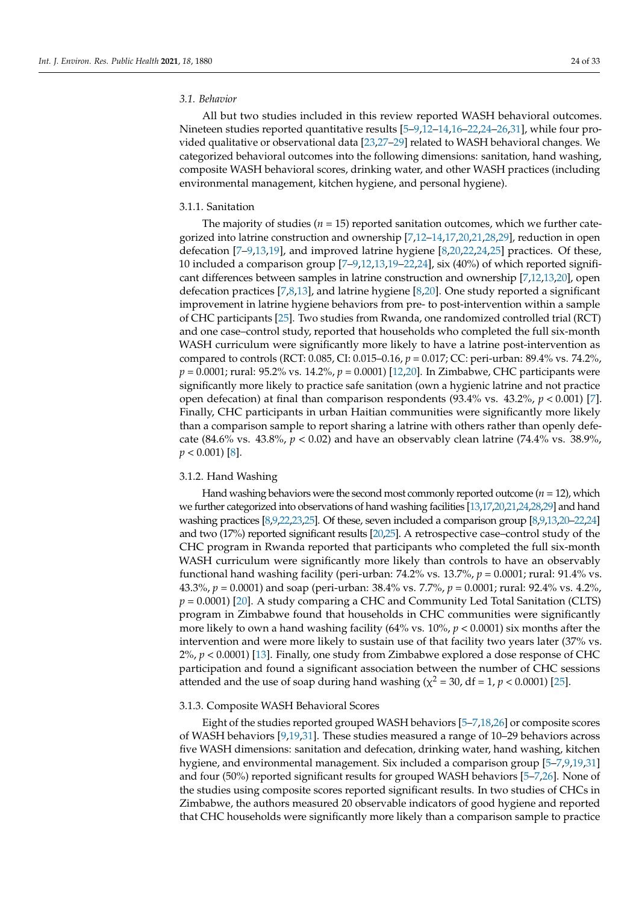### 3.1. Behavior

All but two studies included in this review reported WASH behavioral outcomes. Nineteen studies reported quantitative results [5–9,12–14,16–22,24–26,31], while four provided qualitative or observational data [23,27–29] related to WASH behavioral changes. We categorized behavioral outcomes into the following dimensions: sanitation, hand washing, composite WASH behavioral scores, drinking water, and other WASH practices (including environmental management, kitchen hygiene, and personal hygiene).

#### 3.1.1. Sanitation

The majority of studies ($n = 15$) reported sanitation outcomes, which we further categorized into latrine construction and ownership [7,12–14,17,20,21,28,29], reduction in open defecation [7–9,13,19], and improved latrine hygiene [8,20,22,24,25] practices. Of these, 10 included a comparison group [7–9,12,13,19–22,24], six (40%) of which reported significant differences between samples in latrine construction and ownership [7,12,13,20], open defecation practices [7,8,13], and latrine hygiene [8,20]. One study reported a significant improvement in latrine hygiene behaviors from pre- to post-intervention within a sample of CHC participants [25]. Two studies from Rwanda, one randomized controlled trial (RCT) and one case–control study, reported that households who completed the full six-month WASH curriculum were significantly more likely to have a latrine post-intervention as compared to controls (RCT: 0.085, CI: 0.015–0.16, $p = 0.017$; CC: peri-urban: 89.4% vs. 74.2%, $p = 0.0001$; rural: 95.2% vs. 14.2%, $p = 0.0001$) [12,20]. In Zimbabwe, CHC participants were significantly more likely to practice safe sanitation (own a hygienic latrine and not practice open defecation) at final than comparison respondents (93.4% vs. 43.2%, $p < 0.001$) [7]. Finally, CHC participants in urban Haitian communities were significantly more likely than a comparison sample to report sharing a latrine with others rather than openly defecate (84.6% vs. 43.8%, $p < 0.02$) and have an observably clean latrine (74.4% vs. 38.9%, $p < 0.001$) [8].

#### 3.1.2. Hand Washing

Hand washing behaviors were the second most commonly reported outcome ($n = 12$), which we further categorized into observations of hand washing facilities [13,17,20,21,24,28,29] and hand washing practices [8,9,22,23,25]. Of these, seven included a comparison group [8,9,13,20–22,24] and two (17%) reported significant results [20,25]. A retrospective case–control study of the CHC program in Rwanda reported that participants who completed the full six-month WASH curriculum were significantly more likely than controls to have an observably functional hand washing facility (peri-urban: 74.2% vs. 13.7%, $p = 0.0001$; rural: 91.4% vs. 43.3%, $p = 0.0001$) and soap (peri-urban: 38.4% vs. 7.7%, $p = 0.0001$; rural: 92.4% vs. 4.2%, $p = 0.0001$) [20]. A study comparing a CHC and Community Led Total Sanitation (CLTS) program in Zimbabwe found that households in CHC communities were significantly more likely to own a hand washing facility (64% vs. 10%, $p < 0.0001$) six months after the intervention and were more likely to sustain use of that facility two years later (37% vs. 2%, $p < 0.0001$) [13]. Finally, one study from Zimbabwe explored a dose response of CHC participation and found a significant association between the number of CHC sessions attended and the use of soap during hand washing ($\chi^2 = 30$, df = 1, $p < 0.0001$) [25].

#### 3.1.3. Composite WASH Behavioral Scores

Eight of the studies reported grouped WASH behaviors [5–7,18,26] or composite scores of WASH behaviors [9,19,31]. These studies measured a range of 10–29 behaviors across five WASH dimensions: sanitation and defecation, drinking water, hand washing, kitchen hygiene, and environmental management. Six included a comparison group [5–7,9,19,31] and four (50%) reported significant results for grouped WASH behaviors [5–7,26]. None of the studies using composite scores reported significant results. In two studies of CHCs in Zimbabwe, the authors measured 20 observable indicators of good hygiene and reported that CHC households were significantly more likely than a comparison sample to practice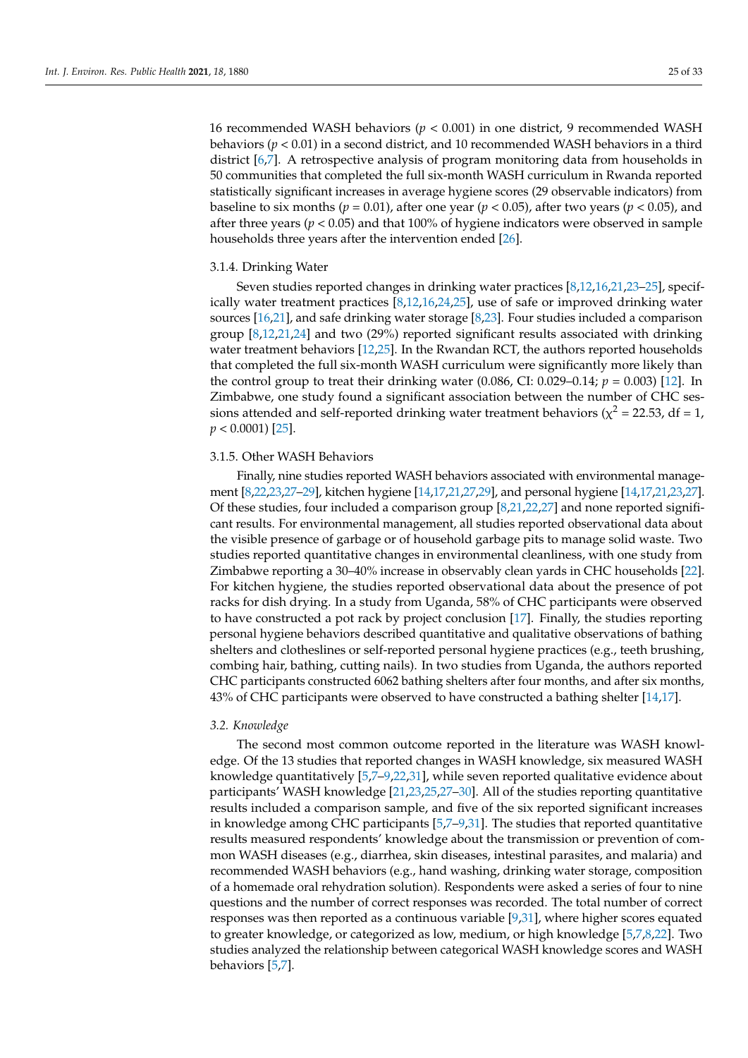16 recommended WASH behaviors ($p < 0.001$) in one district, 9 recommended WASH behaviors ($p < 0.01$) in a second district, and 10 recommended WASH behaviors in a third district [6,7]. A retrospective analysis of program monitoring data from households in 50 communities that completed the full six-month WASH curriculum in Rwanda reported statistically significant increases in average hygiene scores (29 observable indicators) from baseline to six months ($p = 0.01$), after one year ($p < 0.05$), after two years ($p < 0.05$), and after three years ($p < 0.05$) and that 100% of hygiene indicators were observed in sample households three years after the intervention ended [26].

#### 3.1.4. Drinking Water

Seven studies reported changes in drinking water practices [8,12,16,21,23–25], specifically water treatment practices [8,12,16,24,25], use of safe or improved drinking water sources [16,21], and safe drinking water storage [8,23]. Four studies included a comparison group [8,12,21,24] and two (29%) reported significant results associated with drinking water treatment behaviors [12,25]. In the Rwandan RCT, the authors reported households that completed the full six-month WASH curriculum were significantly more likely than the control group to treat their drinking water (0.086, CI: 0.029–0.14; $p = 0.003$) [12]. In Zimbabwe, one study found a significant association between the number of CHC sessions attended and self-reported drinking water treatment behaviors ($\chi^2 = 22.53$, df = 1, $p < 0.0001$) [25].

#### 3.1.5. Other WASH Behaviors

Finally, nine studies reported WASH behaviors associated with environmental management [8,22,23,27–29], kitchen hygiene [14,17,21,27,29], and personal hygiene [14,17,21,23,27]. Of these studies, four included a comparison group [8,21,22,27] and none reported significant results. For environmental management, all studies reported observational data about the visible presence of garbage or of household garbage pits to manage solid waste. Two studies reported quantitative changes in environmental cleanliness, with one study from Zimbabwe reporting a 30–40% increase in observably clean yards in CHC households [22]. For kitchen hygiene, the studies reported observational data about the presence of pot racks for dish drying. In a study from Uganda, 58% of CHC participants were observed to have constructed a pot rack by project conclusion [17]. Finally, the studies reporting personal hygiene behaviors described quantitative and qualitative observations of bathing shelters and clotheslines or self-reported personal hygiene practices (e.g., teeth brushing, combing hair, bathing, cutting nails). In two studies from Uganda, the authors reported CHC participants constructed 6062 bathing shelters after four months, and after six months, 43% of CHC participants were observed to have constructed a bathing shelter [14,17].

### *3.2. Knowledge*

The second most common outcome reported in the literature was WASH knowledge. Of the 13 studies that reported changes in WASH knowledge, six measured WASH knowledge quantitatively [5,7–9,22,31], while seven reported qualitative evidence about participants' WASH knowledge [21,23,25,27–30]. All of the studies reporting quantitative results included a comparison sample, and five of the six reported significant increases in knowledge among CHC participants [5,7–9,31]. The studies that reported quantitative results measured respondents' knowledge about the transmission or prevention of common WASH diseases (e.g., diarrhea, skin diseases, intestinal parasites, and malaria) and recommended WASH behaviors (e.g., hand washing, drinking water storage, composition of a homemade oral rehydration solution). Respondents were asked a series of four to nine questions and the number of correct responses was recorded. The total number of correct responses was then reported as a continuous variable [9,31], where higher scores equated to greater knowledge, or categorized as low, medium, or high knowledge [5,7,8,22]. Two studies analyzed the relationship between categorical WASH knowledge scores and WASH behaviors [5,7].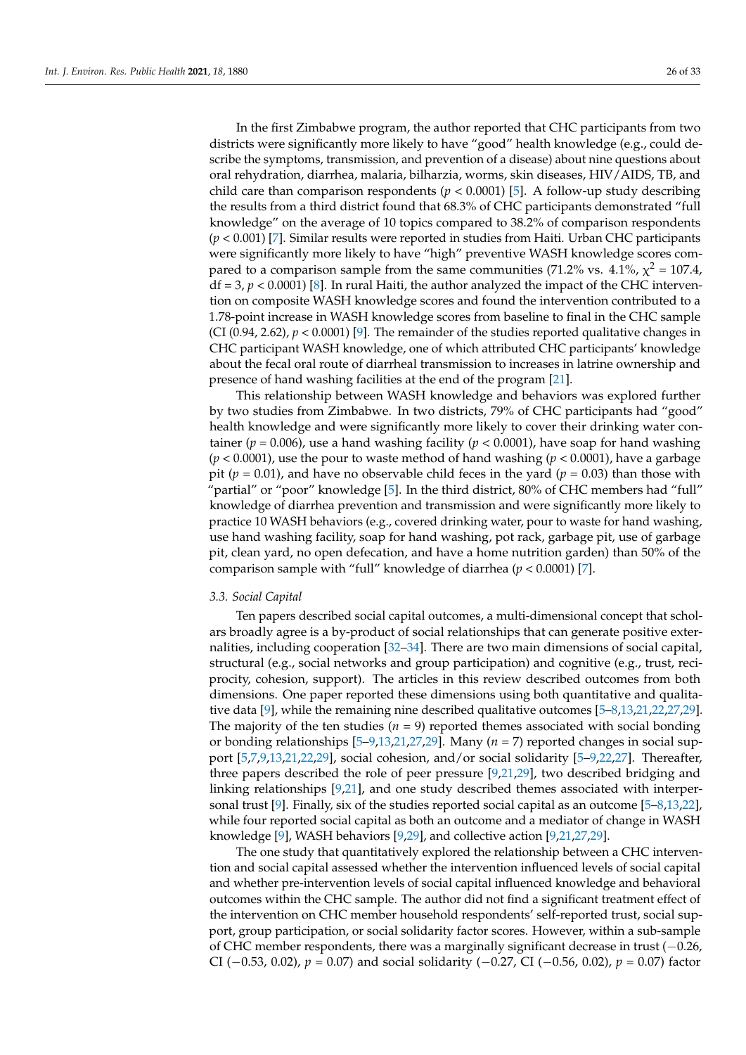In the first Zimbabwe program, the author reported that CHC participants from two districts were significantly more likely to have "good" health knowledge (e.g., could describe the symptoms, transmission, and prevention of a disease) about nine questions about oral rehydration, diarrhea, malaria, bilharzia, worms, skin diseases, HIV/AIDS, TB, and child care than comparison respondents ($p < 0.0001$) [5]. A follow-up study describing the results from a third district found that 68.3% of CHC participants demonstrated "full knowledge" on the average of 10 topics compared to 38.2% of comparison respondents ($p < 0.001$) [7]. Similar results were reported in studies from Haiti. Urban CHC participants were significantly more likely to have "high" preventive WASH knowledge scores compared to a comparison sample from the same communities (71.2% vs. 4.1%, $\chi^2 = 107.4$, df = 3, $p < 0.0001$) [8]. In rural Haiti, the author analyzed the impact of the CHC intervention on composite WASH knowledge scores and found the intervention contributed to a 1.78-point increase in WASH knowledge scores from baseline to final in the CHC sample (CI (0.94, 2.62), $p < 0.0001$) [9]. The remainder of the studies reported qualitative changes in CHC participant WASH knowledge, one of which attributed CHC participants' knowledge about the fecal oral route of diarrheal transmission to increases in latrine ownership and presence of hand washing facilities at the end of the program [21].

This relationship between WASH knowledge and behaviors was explored further by two studies from Zimbabwe. In two districts, 79% of CHC participants had "good" health knowledge and were significantly more likely to cover their drinking water container ($p = 0.006$), use a hand washing facility ($p < 0.0001$), have soap for hand washing ($p < 0.0001$), use the pour to waste method of hand washing ($p < 0.0001$), have a garbage pit ($p = 0.01$), and have no observable child feces in the yard ($p = 0.03$) than those with "partial" or "poor" knowledge [5]. In the third district, 80% of CHC members had "full" knowledge of diarrhea prevention and transmission and were significantly more likely to practice 10 WASH behaviors (e.g., covered drinking water, pour to waste for hand washing, use hand washing facility, soap for hand washing, pot rack, garbage pit, use of garbage pit, clean yard, no open defecation, and have a home nutrition garden) than 50% of the comparison sample with "full" knowledge of diarrhea ($p < 0.0001$) [7].

### 3.3. Social Capital

Ten papers described social capital outcomes, a multi-dimensional concept that scholars broadly agree is a by-product of social relationships that can generate positive externalities, including cooperation [32–34]. There are two main dimensions of social capital, structural (e.g., social networks and group participation) and cognitive (e.g., trust, reciprocity, cohesion, support). The articles in this review described outcomes from both dimensions. One paper reported these dimensions using both quantitative and qualitative data [9], while the remaining nine described qualitative outcomes [5–8,13,21,22,27,29]. The majority of the ten studies ($n = 9$) reported themes associated with social bonding or bonding relationships [5–9,13,21,27,29]. Many ($n = 7$) reported changes in social support [5,7,9,13,21,22,29], social cohesion, and/or social solidarity [5–9,22,27]. Thereafter, three papers described the role of peer pressure [9,21,29], two described bridging and linking relationships [9,21], and one study described themes associated with interpersonal trust [9]. Finally, six of the studies reported social capital as an outcome [5–8,13,22], while four reported social capital as both an outcome and a mediator of change in WASH knowledge [9], WASH behaviors [9,29], and collective action [9,21,27,29].

The one study that quantitatively explored the relationship between a CHC intervention and social capital assessed whether the intervention influenced levels of social capital and whether pre-intervention levels of social capital influenced knowledge and behavioral outcomes within the CHC sample. The author did not find a significant treatment effect of the intervention on CHC member household respondents' self-reported trust, social support, group participation, or social solidarity factor scores. However, within a sub-sample of CHC member respondents, there was a marginally significant decrease in trust (−0.26, CI (−0.53, 0.02), $p = 0.07$) and social solidarity (−0.27, CI (−0.56, 0.02), $p = 0.07$) factor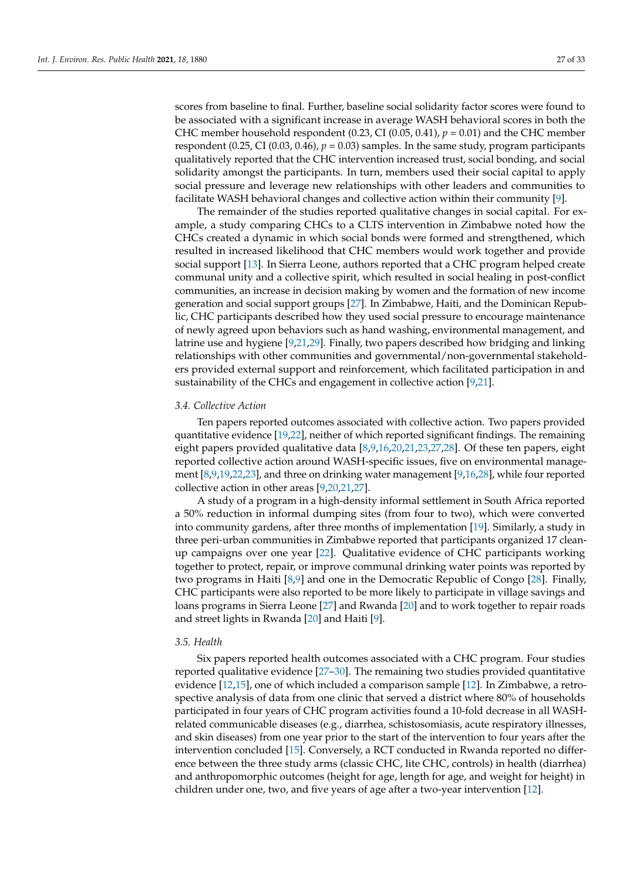scores from baseline to final. Further, baseline social solidarity factor scores were found to be associated with a significant increase in average WASH behavioral scores in both the CHC member household respondent (0.23, CI (0.05, 0.41), $p = 0.01$) and the CHC member respondent (0.25, CI (0.03, 0.46), $p = 0.03$) samples. In the same study, program participants qualitatively reported that the CHC intervention increased trust, social bonding, and social solidarity amongst the participants. In turn, members used their social capital to apply social pressure and leverage new relationships with other leaders and communities to facilitate WASH behavioral changes and collective action within their community [9].

The remainder of the studies reported qualitative changes in social capital. For example, a study comparing CHCs to a CLTS intervention in Zimbabwe noted how the CHCs created a dynamic in which social bonds were formed and strengthened, which resulted in increased likelihood that CHC members would work together and provide social support [13]. In Sierra Leone, authors reported that a CHC program helped create communal unity and a collective spirit, which resulted in social healing in post-conflict communities, an increase in decision making by women and the formation of new income generation and social support groups [27]. In Zimbabwe, Haiti, and the Dominican Republic, CHC participants described how they used social pressure to encourage maintenance of newly agreed upon behaviors such as hand washing, environmental management, and latrine use and hygiene [9,21,29]. Finally, two papers described how bridging and linking relationships with other communities and governmental/non-governmental stakeholders provided external support and reinforcement, which facilitated participation in and sustainability of the CHCs and engagement in collective action [9,21].

### 3.4. Collective Action

Ten papers reported outcomes associated with collective action. Two papers provided quantitative evidence [19,22], neither of which reported significant findings. The remaining eight papers provided qualitative data [8,9,16,20,21,23,27,28]. Of these ten papers, eight reported collective action around WASH-specific issues, five on environmental management [8,9,19,22,23], and three on drinking water management [9,16,28], while four reported collective action in other areas [9,20,21,27].

A study of a program in a high-density informal settlement in South Africa reported a 50% reduction in informal dumping sites (from four to two), which were converted into community gardens, after three months of implementation [19]. Similarly, a study in three peri-urban communities in Zimbabwe reported that participants organized 17 clean-up campaigns over one year [22]. Qualitative evidence of CHC participants working together to protect, repair, or improve communal drinking water points was reported by two programs in Haiti [8,9] and one in the Democratic Republic of Congo [28]. Finally, CHC participants were also reported to be more likely to participate in village savings and loans programs in Sierra Leone [27] and Rwanda [20] and to work together to repair roads and street lights in Rwanda [20] and Haiti [9].

### 3.5. Health

Six papers reported health outcomes associated with a CHC program. Four studies reported qualitative evidence [27–30]. The remaining two studies provided quantitative evidence [12,15], one of which included a comparison sample [12]. In Zimbabwe, a retrospective analysis of data from one clinic that served a district where 80% of households participated in four years of CHC program activities found a 10-fold decrease in all WASH-related communicable diseases (e.g., diarrhea, schistosomiasis, acute respiratory illnesses, and skin diseases) from one year prior to the start of the intervention to four years after the intervention concluded [15]. Conversely, a RCT conducted in Rwanda reported no difference between the three study arms (classic CHC, lite CHC, controls) in health (diarrhea) and anthropomorphic outcomes (height for age, length for age, and weight for height) in children under one, two, and five years of age after a two-year intervention [12].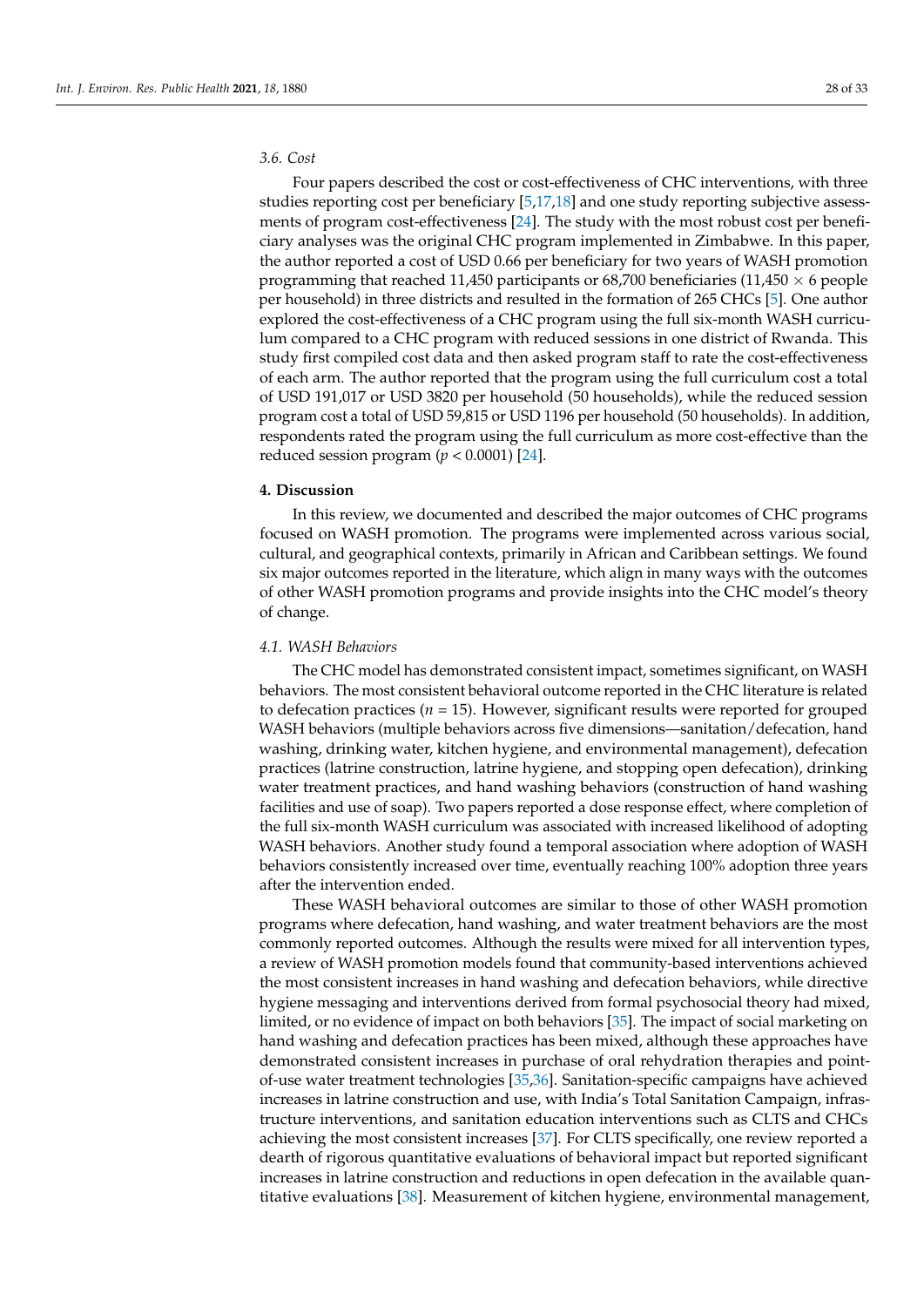### 3.6. Cost

Four papers described the cost or cost-effectiveness of CHC interventions, with three studies reporting cost per beneficiary [5,17,18] and one study reporting subjective assessments of program cost-effectiveness [24]. The study with the most robust cost per beneficiary analyses was the original CHC program implemented in Zimbabwe. In this paper, the author reported a cost of USD 0.66 per beneficiary for two years of WASH promotion programming that reached 11,450 participants or 68,700 beneficiaries (11,450 × 6 people per household) in three districts and resulted in the formation of 265 CHCs [5]. One author explored the cost-effectiveness of a CHC program using the full six-month WASH curriculum compared to a CHC program with reduced sessions in one district of Rwanda. This study first compiled cost data and then asked program staff to rate the cost-effectiveness of each arm. The author reported that the program using the full curriculum cost a total of USD 191,017 or USD 3820 per household (50 households), while the reduced session program cost a total of USD 59,815 or USD 1196 per household (50 households). In addition, respondents rated the program using the full curriculum as more cost-effective than the reduced session program ($p < 0.0001$) [24].

## 4. Discussion

In this review, we documented and described the major outcomes of CHC programs focused on WASH promotion. The programs were implemented across various social, cultural, and geographical contexts, primarily in African and Caribbean settings. We found six major outcomes reported in the literature, which align in many ways with the outcomes of other WASH promotion programs and provide insights into the CHC model's theory of change.

### 4.1. WASH Behaviors

The CHC model has demonstrated consistent impact, sometimes significant, on WASH behaviors. The most consistent behavioral outcome reported in the CHC literature is related to defecation practices ($n = 15$). However, significant results were reported for grouped WASH behaviors (multiple behaviors across five dimensions—sanitation/defecation, hand washing, drinking water, kitchen hygiene, and environmental management), defecation practices (latrine construction, latrine hygiene, and stopping open defecation), drinking water treatment practices, and hand washing behaviors (construction of hand washing facilities and use of soap). Two papers reported a dose response effect, where completion of the full six-month WASH curriculum was associated with increased likelihood of adopting WASH behaviors. Another study found a temporal association where adoption of WASH behaviors consistently increased over time, eventually reaching 100% adoption three years after the intervention ended.

These WASH behavioral outcomes are similar to those of other WASH promotion programs where defecation, hand washing, and water treatment behaviors are the most commonly reported outcomes. Although the results were mixed for all intervention types, a review of WASH promotion models found that community-based interventions achieved the most consistent increases in hand washing and defecation behaviors, while directive hygiene messaging and interventions derived from formal psychosocial theory had mixed, limited, or no evidence of impact on both behaviors [35]. The impact of social marketing on hand washing and defecation practices has been mixed, although these approaches have demonstrated consistent increases in purchase of oral rehydration therapies and point-of-use water treatment technologies [35,36]. Sanitation-specific campaigns have achieved increases in latrine construction and use, with India's Total Sanitation Campaign, infrastructure interventions, and sanitation education interventions such as CLTS and CHCs achieving the most consistent increases [37]. For CLTS specifically, one review reported a dearth of rigorous quantitative evaluations of behavioral impact but reported significant increases in latrine construction and reductions in open defecation in the available quantitative evaluations [38]. Measurement of kitchen hygiene, environmental management,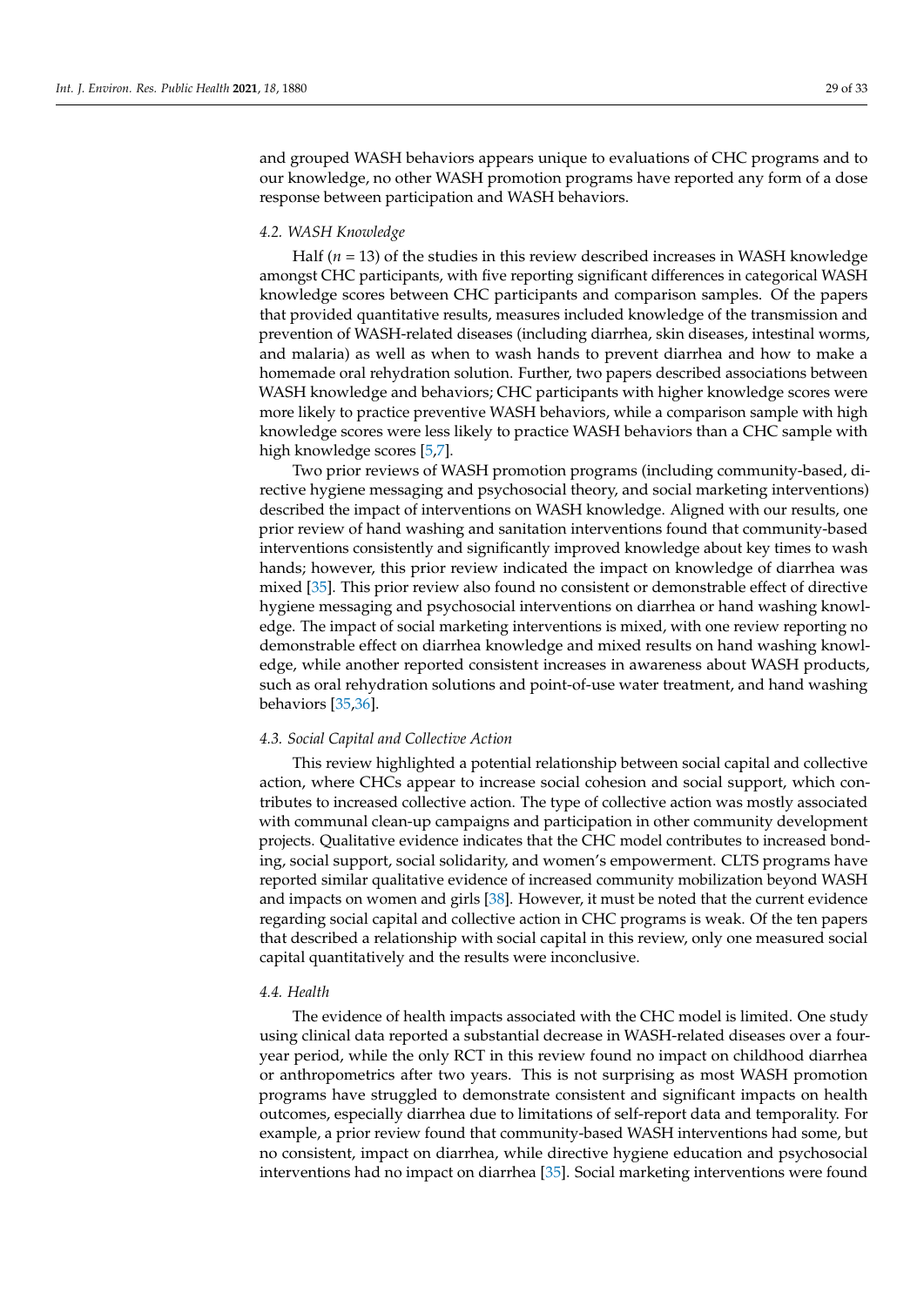and grouped WASH behaviors appears unique to evaluations of CHC programs and to our knowledge, no other WASH promotion programs have reported any form of a dose response between participation and WASH behaviors.

### 4.2. WASH Knowledge

Half ($n$ = 13) of the studies in this review described increases in WASH knowledge amongst CHC participants, with five reporting significant differences in categorical WASH knowledge scores between CHC participants and comparison samples. Of the papers that provided quantitative results, measures included knowledge of the transmission and prevention of WASH-related diseases (including diarrhea, skin diseases, intestinal worms, and malaria) as well as when to wash hands to prevent diarrhea and how to make a homemade oral rehydration solution. Further, two papers described associations between WASH knowledge and behaviors; CHC participants with higher knowledge scores were more likely to practice preventive WASH behaviors, while a comparison sample with high knowledge scores were less likely to practice WASH behaviors than a CHC sample with high knowledge scores [5,7].

Two prior reviews of WASH promotion programs (including community-based, directive hygiene messaging and psychosocial theory, and social marketing interventions) described the impact of interventions on WASH knowledge. Aligned with our results, one prior review of hand washing and sanitation interventions found that community-based interventions consistently and significantly improved knowledge about key times to wash hands; however, this prior review indicated the impact on knowledge of diarrhea was mixed [35]. This prior review also found no consistent or demonstrable effect of directive hygiene messaging and psychosocial interventions on diarrhea or hand washing knowledge. The impact of social marketing interventions is mixed, with one review reporting no demonstrable effect on diarrhea knowledge and mixed results on hand washing knowledge, while another reported consistent increases in awareness about WASH products, such as oral rehydration solutions and point-of-use water treatment, and hand washing behaviors [35,36].

### 4.3. Social Capital and Collective Action

This review highlighted a potential relationship between social capital and collective action, where CHCs appear to increase social cohesion and social support, which contributes to increased collective action. The type of collective action was mostly associated with communal clean-up campaigns and participation in other community development projects. Qualitative evidence indicates that the CHC model contributes to increased bonding, social support, social solidarity, and women's empowerment. CLTS programs have reported similar qualitative evidence of increased community mobilization beyond WASH and impacts on women and girls [38]. However, it must be noted that the current evidence regarding social capital and collective action in CHC programs is weak. Of the ten papers that described a relationship with social capital in this review, only one measured social capital quantitatively and the results were inconclusive.

### 4.4. Health

The evidence of health impacts associated with the CHC model is limited. One study using clinical data reported a substantial decrease in WASH-related diseases over a four-year period, while the only RCT in this review found no impact on childhood diarrhea or anthropometrics after two years. This is not surprising as most WASH promotion programs have struggled to demonstrate consistent and significant impacts on health outcomes, especially diarrhea due to limitations of self-report data and temporality. For example, a prior review found that community-based WASH interventions had some, but no consistent, impact on diarrhea, while directive hygiene education and psychosocial interventions had no impact on diarrhea [35]. Social marketing interventions were found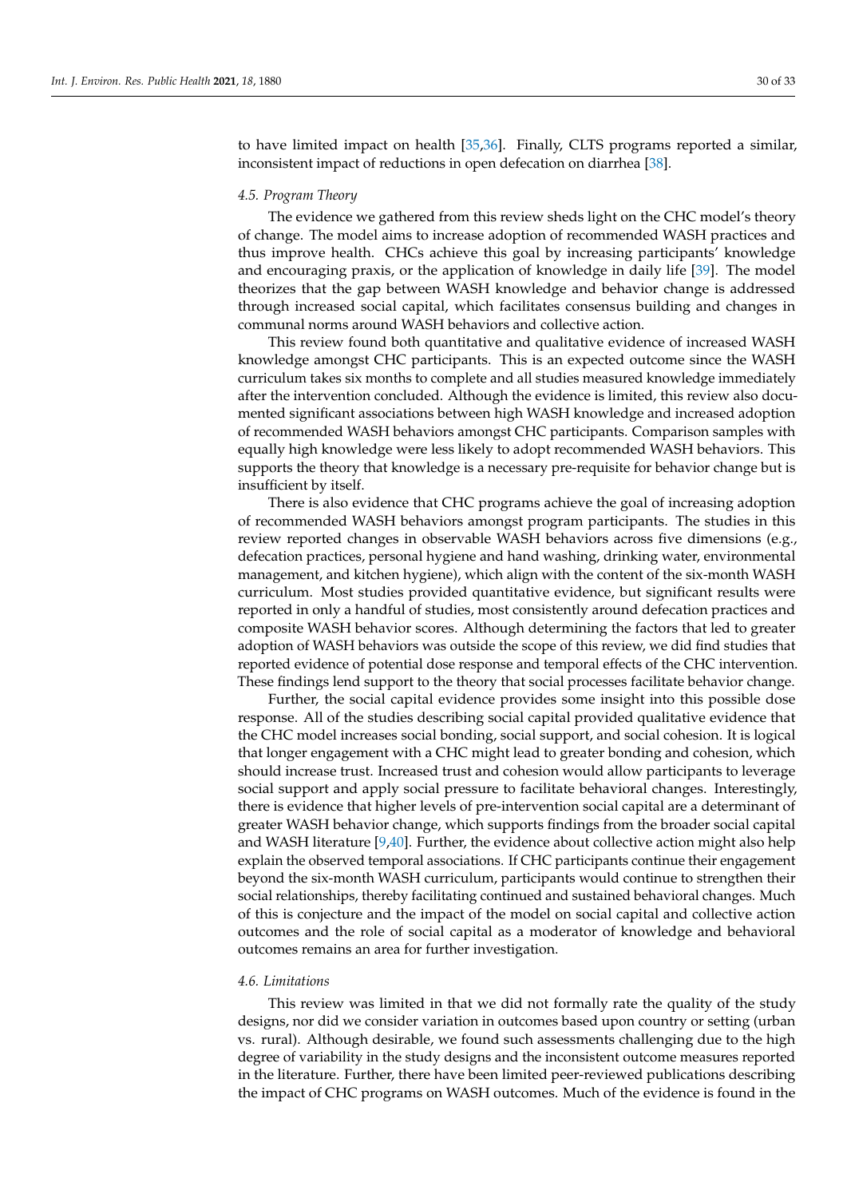to have limited impact on health [35,36]. Finally, CLTS programs reported a similar, inconsistent impact of reductions in open defecation on diarrhea [38].

### *4.5. Program Theory*

The evidence we gathered from this review sheds light on the CHC model's theory of change. The model aims to increase adoption of recommended WASH practices and thus improve health. CHCs achieve this goal by increasing participants' knowledge and encouraging praxis, or the application of knowledge in daily life [39]. The model theorizes that the gap between WASH knowledge and behavior change is addressed through increased social capital, which facilitates consensus building and changes in communal norms around WASH behaviors and collective action.

This review found both quantitative and qualitative evidence of increased WASH knowledge amongst CHC participants. This is an expected outcome since the WASH curriculum takes six months to complete and all studies measured knowledge immediately after the intervention concluded. Although the evidence is limited, this review also documented significant associations between high WASH knowledge and increased adoption of recommended WASH behaviors amongst CHC participants. Comparison samples with equally high knowledge were less likely to adopt recommended WASH behaviors. This supports the theory that knowledge is a necessary pre-requisite for behavior change but is insufficient by itself.

There is also evidence that CHC programs achieve the goal of increasing adoption of recommended WASH behaviors amongst program participants. The studies in this review reported changes in observable WASH behaviors across five dimensions (e.g., defecation practices, personal hygiene and hand washing, drinking water, environmental management, and kitchen hygiene), which align with the content of the six-month WASH curriculum. Most studies provided quantitative evidence, but significant results were reported in only a handful of studies, most consistently around defecation practices and composite WASH behavior scores. Although determining the factors that led to greater adoption of WASH behaviors was outside the scope of this review, we did find studies that reported evidence of potential dose response and temporal effects of the CHC intervention. These findings lend support to the theory that social processes facilitate behavior change.

Further, the social capital evidence provides some insight into this possible dose response. All of the studies describing social capital provided qualitative evidence that the CHC model increases social bonding, social support, and social cohesion. It is logical that longer engagement with a CHC might lead to greater bonding and cohesion, which should increase trust. Increased trust and cohesion would allow participants to leverage social support and apply social pressure to facilitate behavioral changes. Interestingly, there is evidence that higher levels of pre-intervention social capital are a determinant of greater WASH behavior change, which supports findings from the broader social capital and WASH literature [9,40]. Further, the evidence about collective action might also help explain the observed temporal associations. If CHC participants continue their engagement beyond the six-month WASH curriculum, participants would continue to strengthen their social relationships, thereby facilitating continued and sustained behavioral changes. Much of this is conjecture and the impact of the model on social capital and collective action outcomes and the role of social capital as a moderator of knowledge and behavioral outcomes remains an area for further investigation.

### *4.6. Limitations*

This review was limited in that we did not formally rate the quality of the study designs, nor did we consider variation in outcomes based upon country or setting (urban vs. rural). Although desirable, we found such assessments challenging due to the high degree of variability in the study designs and the inconsistent outcome measures reported in the literature. Further, there have been limited peer-reviewed publications describing the impact of CHC programs on WASH outcomes. Much of the evidence is found in the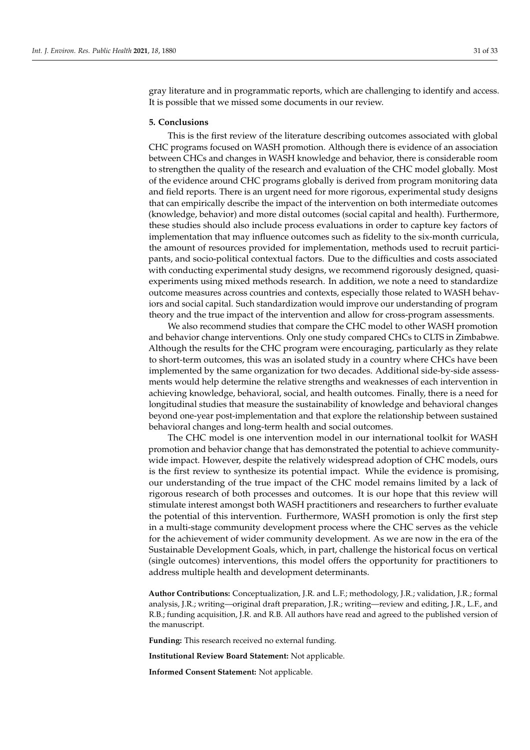gray literature and in programmatic reports, which are challenging to identify and access. It is possible that we missed some documents in our review.

## 5. Conclusions

This is the first review of the literature describing outcomes associated with global CHC programs focused on WASH promotion. Although there is evidence of an association between CHCs and changes in WASH knowledge and behavior, there is considerable room to strengthen the quality of the research and evaluation of the CHC model globally. Most of the evidence around CHC programs globally is derived from program monitoring data and field reports. There is an urgent need for more rigorous, experimental study designs that can empirically describe the impact of the intervention on both intermediate outcomes (knowledge, behavior) and more distal outcomes (social capital and health). Furthermore, these studies should also include process evaluations in order to capture key factors of implementation that may influence outcomes such as fidelity to the six-month curricula, the amount of resources provided for implementation, methods used to recruit participants, and socio-political contextual factors. Due to the difficulties and costs associated with conducting experimental study designs, we recommend rigorously designed, quasi-experiments using mixed methods research. In addition, we note a need to standardize outcome measures across countries and contexts, especially those related to WASH behaviors and social capital. Such standardization would improve our understanding of program theory and the true impact of the intervention and allow for cross-program assessments.

We also recommend studies that compare the CHC model to other WASH promotion and behavior change interventions. Only one study compared CHCs to CLTS in Zimbabwe. Although the results for the CHC program were encouraging, particularly as they relate to short-term outcomes, this was an isolated study in a country where CHCs have been implemented by the same organization for two decades. Additional side-by-side assessments would help determine the relative strengths and weaknesses of each intervention in achieving knowledge, behavioral, social, and health outcomes. Finally, there is a need for longitudinal studies that measure the sustainability of knowledge and behavioral changes beyond one-year post-implementation and that explore the relationship between sustained behavioral changes and long-term health and social outcomes.

The CHC model is one intervention model in our international toolkit for WASH promotion and behavior change that has demonstrated the potential to achieve community-wide impact. However, despite the relatively widespread adoption of CHC models, ours is the first review to synthesize its potential impact. While the evidence is promising, our understanding of the true impact of the CHC model remains limited by a lack of rigorous research of both processes and outcomes. It is our hope that this review will stimulate interest amongst both WASH practitioners and researchers to further evaluate the potential of this intervention. Furthermore, WASH promotion is only the first step in a multi-stage community development process where the CHC serves as the vehicle for the achievement of wider community development. As we are now in the era of the Sustainable Development Goals, which, in part, challenge the historical focus on vertical (single outcomes) interventions, this model offers the opportunity for practitioners to address multiple health and development determinants.

**Author Contributions:** Conceptualization, J.R. and L.F.; methodology, J.R.; validation, J.R.; formal analysis, J.R.; writing—original draft preparation, J.R.; writing—review and editing, J.R., L.F., and R.B.; funding acquisition, J.R. and R.B. All authors have read and agreed to the published version of the manuscript.

**Funding:** This research received no external funding.

**Institutional Review Board Statement:** Not applicable.

**Informed Consent Statement:** Not applicable.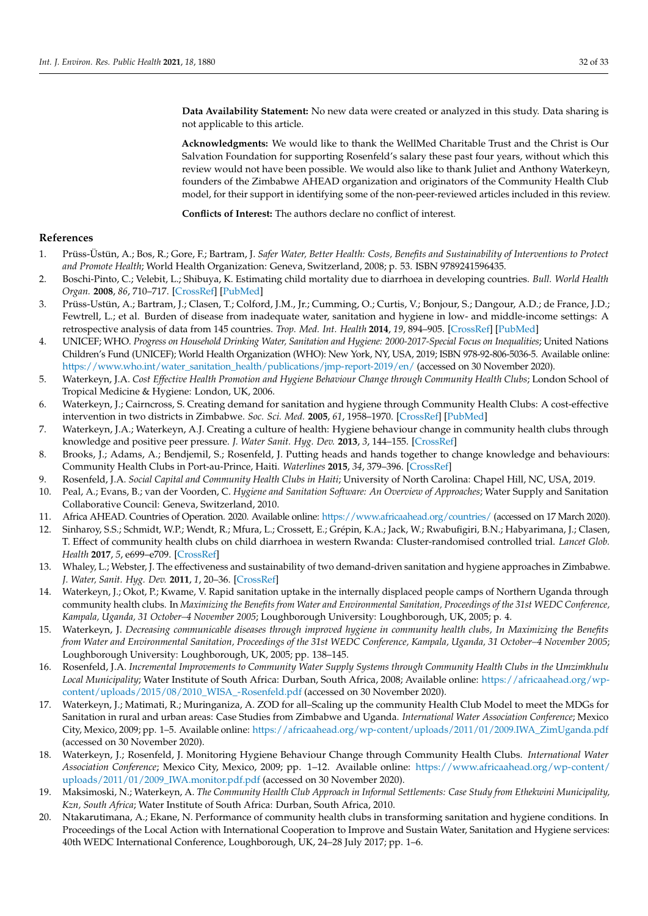**Data Availability Statement:** No new data were created or analyzed in this study. Data sharing is not applicable to this article.

**Acknowledgments:** We would like to thank the WellMed Charitable Trust and the Christ is Our Salvation Foundation for supporting Rosenfeld's salary these past four years, without which this review would not have been possible. We would also like to thank Juliet and Anthony Waterkeyn, founders of the Zimbabwe AHEAD organization and originators of the Community Health Club model, for their support in identifying some of the non-peer-reviewed articles included in this review.

**Conflicts of Interest:** The authors declare no conflict of interest.

## References

1. Prüss-Üstün, A.; Bos, R.; Gore, F.; Bartram, J. *Safer Water, Better Health: Costs, Benefits and Sustainability of Interventions to Protect and Promote Health*; World Health Organization: Geneva, Switzerland, 2008; p. 53. ISBN 9789241596435.
2. Boschi-Pinto, C.; Velebit, L.; Shibuya, K. Estimating child mortality due to diarrhoea in developing countries. *Bull. World Health Organ.* **2008**, *86*, 710–717. [CrossRef] [PubMed]
3. Prüss-Ustün, A.; Bartram, J.; Clasen, T.; Colford, J.M., Jr.; Cumming, O.; Curtis, V.; Bonjour, S.; Dangour, A.D.; de France, J.D.; Fewtrell, L.; et al. Burden of disease from inadequate water, sanitation and hygiene in low- and middle-income settings: A retrospective analysis of data from 145 countries. *Trop. Med. Int. Health* **2014**, *19*, 894–905. [CrossRef] [PubMed]
4. UNICEF; WHO. *Progress on Household Drinking Water, Sanitation and Hygiene: 2000-2017-Special Focus on Inequalities*; United Nations Children's Fund (UNICEF); World Health Organization (WHO): New York, NY, USA, 2019; ISBN 978-92-806-5036-5. Available online: https://www.who.int/water_sanitation_health/publications/jmp-report-2019/en/ (accessed on 30 November 2020).
5. Waterkeyn, J.A. *Cost Effective Health Promotion and Hygiene Behaviour Change through Community Health Clubs*; London School of Tropical Medicine & Hygiene: London, UK, 2006.
6. Waterkeyn, J.; Cairncross, S. Creating demand for sanitation and hygiene through Community Health Clubs: A cost-effective intervention in two districts in Zimbabwe. *Soc. Sci. Med.* **2005**, *61*, 1958–1970. [CrossRef] [PubMed]
7. Waterkeyn, J.A.; Waterkeyn, A.J. Creating a culture of health: Hygiene behaviour change in community health clubs through knowledge and positive peer pressure. *J. Water Sanit. Hyg. Dev.* **2013**, *3*, 144–155. [CrossRef]
8. Brooks, J.; Adams, A.; Bendjemil, S.; Rosenfeld, J. Putting heads and hands together to change knowledge and behaviours: Community Health Clubs in Port-au-Prince, Haiti. *Waterlines* **2015**, *34*, 379–396. [CrossRef]
9. Rosenfeld, J.A. *Social Capital and Community Health Clubs in Haiti*; University of North Carolina: Chapel Hill, NC, USA, 2019.
10. Peal, A.; Evans, B.; van der Voorden, C. *Hygiene and Sanitation Software: An Overview of Approaches*; Water Supply and Sanitation Collaborative Council: Geneva, Switzerland, 2010.
11. Africa AHEAD. Countries of Operation. 2020. Available online: https://www.africaahead.org/countries/ (accessed on 17 March 2020).
12. Sinharoy, S.S.; Schmidt, W.P.; Wendt, R.; Mfura, L.; Crossett, E.; Grépin, K.A.; Jack, W.; Rwabufigiri, B.N.; Habyarimana, J.; Clasen, T. Effect of community health clubs on child diarrhoea in western Rwanda: Cluster-randomised controlled trial. *Lancet Glob. Health* **2017**, *5*, e699–e709. [CrossRef]
13. Whaley, L.; Webster, J. The effectiveness and sustainability of two demand-driven sanitation and hygiene approaches in Zimbabwe. *J. Water, Sanit. Hyg. Dev.* **2011**, *1*, 20–36. [CrossRef]
14. Waterkeyn, J.; Okot, P.; Kwame, V. Rapid sanitation uptake in the internally displaced people camps of Northern Uganda through community health clubs. In *Maximizing the Benefits from Water and Environmental Sanitation, Proceedings of the 31st WEDC Conference, Kampala, Uganda, 31 October–4 November 2005*; Loughborough University: Loughborough, UK, 2005; p. 4.
15. Waterkeyn, J. *Decreasing communicable diseases through improved hygiene in community health clubs, In Maximizing the Benefits from Water and Environmental Sanitation, Proceedings of the 31st WEDC Conference, Kampala, Uganda, 31 October–4 November 2005*; Loughborough University: Loughborough, UK, 2005; pp. 138–145.
16. Rosenfeld, J.A. *Incremental Improvements to Community Water Supply Systems through Community Health Clubs in the Umzimkhulu Local Municipality*; Water Institute of South Africa: Durban, South Africa, 2008; Available online: https://africaahead.org/wp-content/uploads/2015/08/2010_WISA_-Rosenfeld.pdf (accessed on 30 November 2020).
17. Waterkeyn, J.; Matimati, R.; Muringaniza, A. ZOD for all–Scaling up the community Health Club Model to meet the MDGs for Sanitation in rural and urban areas: Case Studies from Zimbabwe and Uganda. *International Water Association Conference*; Mexico City, Mexico, 2009; pp. 1–5. Available online: https://africaahead.org/wp-content/uploads/2011/01/2009.IWA_ZimUganda.pdf (accessed on 30 November 2020).
18. Waterkeyn, J.; Rosenfeld, J. Monitoring Hygiene Behaviour Change through Community Health Clubs. *International Water Association Conference*; Mexico City, Mexico, 2009; pp. 1–12. Available online: https://www.africaahead.org/wp-content/uploads/2011/01/2009_IWA.monitor.pdf.pdf (accessed on 30 November 2020).
19. Maksimoski, N.; Waterkeyn, A. *The Community Health Club Approach in Informal Settlements: Case Study from Ethekwini Municipality, Kzn, South Africa*; Water Institute of South Africa: Durban, South Africa, 2010.
20. Ntakarutimana, A.; Ekane, N. Performance of community health clubs in transforming sanitation and hygiene conditions. In Proceedings of the Local Action with International Cooperation to Improve and Sustain Water, Sanitation and Hygiene services: 40th WEDC International Conference, Loughborough, UK, 24–28 July 2017; pp. 1–6.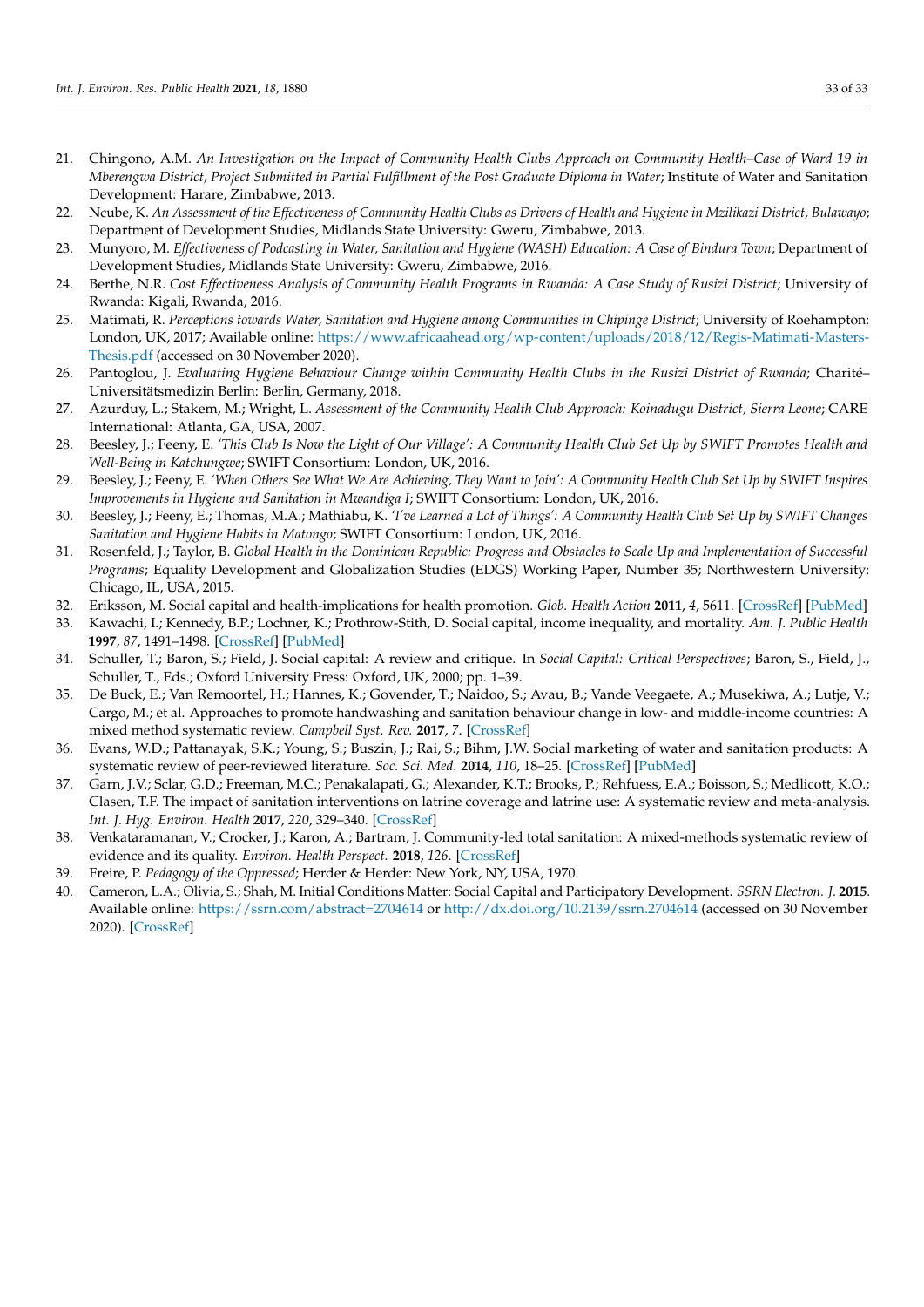21. Chingono, A.M. *An Investigation on the Impact of Community Health Clubs Approach on Community Health–Case of Ward 19 in Mberengwa District, Project Submitted in Partial Fulfillment of the Post Graduate Diploma in Water*; Institute of Water and Sanitation Development: Harare, Zimbabwe, 2013.
22. Ncube, K. *An Assessment of the Effectiveness of Community Health Clubs as Drivers of Health and Hygiene in Mzilikazi District, Bulawayo*; Department of Development Studies, Midlands State University: Gweru, Zimbabwe, 2013.
23. Munyoro, M. *Effectiveness of Podcasting in Water, Sanitation and Hygiene (WASH) Education: A Case of Bindura Town*; Department of Development Studies, Midlands State University: Gweru, Zimbabwe, 2016.
24. Berthe, N.R. *Cost Effectiveness Analysis of Community Health Programs in Rwanda: A Case Study of Rusizi District*; University of Rwanda: Kigali, Rwanda, 2016.
25. Matimati, R. *Perceptions towards Water, Sanitation and Hygiene among Communities in Chipinge District*; University of Roehampton: London, UK, 2017; Available online: https://www.africaahead.org/wp-content/uploads/2018/12/Regis-Matimati-Masters-Thesis.pdf (accessed on 30 November 2020).
26. Pantoglou, J. *Evaluating Hygiene Behaviour Change within Community Health Clubs in the Rusizi District of Rwanda*; Charité–Universitätsmedizin Berlin: Berlin, Germany, 2018.
27. Azurduy, L.; Stakem, M.; Wright, L. *Assessment of the Community Health Club Approach: Koinadugu District, Sierra Leone*; CARE International: Atlanta, GA, USA, 2007.
28. Beesley, J.; Feeny, E. *'This Club Is Now the Light of Our Village': A Community Health Club Set Up by SWIFT Promotes Health and Well-Being in Katchungwe*; SWIFT Consortium: London, UK, 2016.
29. Beesley, J.; Feeny, E. *'When Others See What We Are Achieving, They Want to Join': A Community Health Club Set Up by SWIFT Inspires Improvements in Hygiene and Sanitation in Mwandiga I*; SWIFT Consortium: London, UK, 2016.
30. Beesley, J.; Feeny, E.; Thomas, M.A.; Mathiabu, K. *'I've Learned a Lot of Things': A Community Health Club Set Up by SWIFT Changes Sanitation and Hygiene Habits in Matongo*; SWIFT Consortium: London, UK, 2016.
31. Rosenfeld, J.; Taylor, B. *Global Health in the Dominican Republic: Progress and Obstacles to Scale Up and Implementation of Successful Programs*; Equality Development and Globalization Studies (EDGS) Working Paper, Number 35; Northwestern University: Chicago, IL, USA, 2015.
32. Eriksson, M. Social capital and health-implications for health promotion. *Glob. Health Action* **2011**, *4*, 5611. [CrossRef] [PubMed]
33. Kawachi, I.; Kennedy, B.P.; Lochner, K.; Prothrow-Stith, D. Social capital, income inequality, and mortality. *Am. J. Public Health* **1997**, *87*, 1491–1498. [CrossRef] [PubMed]
34. Schuller, T.; Baron, S.; Field, J. Social capital: A review and critique. In *Social Capital: Critical Perspectives*; Baron, S., Field, J., Schuller, T., Eds.; Oxford University Press: Oxford, UK, 2000; pp. 1–39.
35. De Buck, E.; Van Remoortel, H.; Hannes, K.; Govender, T.; Naidoo, S.; Avau, B.; Vande Veegaete, A.; Musekiwa, A.; Lutje, V.; Cargo, M.; et al. Approaches to promote handwashing and sanitation behaviour change in low- and middle-income countries: A mixed method systematic review. *Campbell Syst. Rev.* **2017**, *7*. [CrossRef]
36. Evans, W.D.; Pattanayak, S.K.; Young, S.; Buszin, J.; Rai, S.; Bihm, J.W. Social marketing of water and sanitation products: A systematic review of peer-reviewed literature. *Soc. Sci. Med.* **2014**, *110*, 18–25. [CrossRef] [PubMed]
37. Garn, J.V.; Sclar, G.D.; Freeman, M.C.; Penakalapati, G.; Alexander, K.T.; Brooks, P.; Rehfuess, E.A.; Boisson, S.; Medlicott, K.O.; Clasen, T.F. The impact of sanitation interventions on latrine coverage and latrine use: A systematic review and meta-analysis. *Int. J. Hyg. Environ. Health* **2017**, *220*, 329–340. [CrossRef]
38. Venkataramanan, V.; Crocker, J.; Karon, A.; Bartram, J. Community-led total sanitation: A mixed-methods systematic review of evidence and its quality. *Environ. Health Perspect.* **2018**, *126*. [CrossRef]
39. Freire, P. *Pedagogy of the Oppressed*; Herder & Herder: New York, NY, USA, 1970.
40. Cameron, L.A.; Olivia, S.; Shah, M. Initial Conditions Matter: Social Capital and Participatory Development. *SSRN Electron. J.* **2015**. Available online: https://ssrn.com/abstract=2704614 or http://dx.doi.org/10.2139/ssrn.2704614 (accessed on 30 November 2020). [CrossRef]